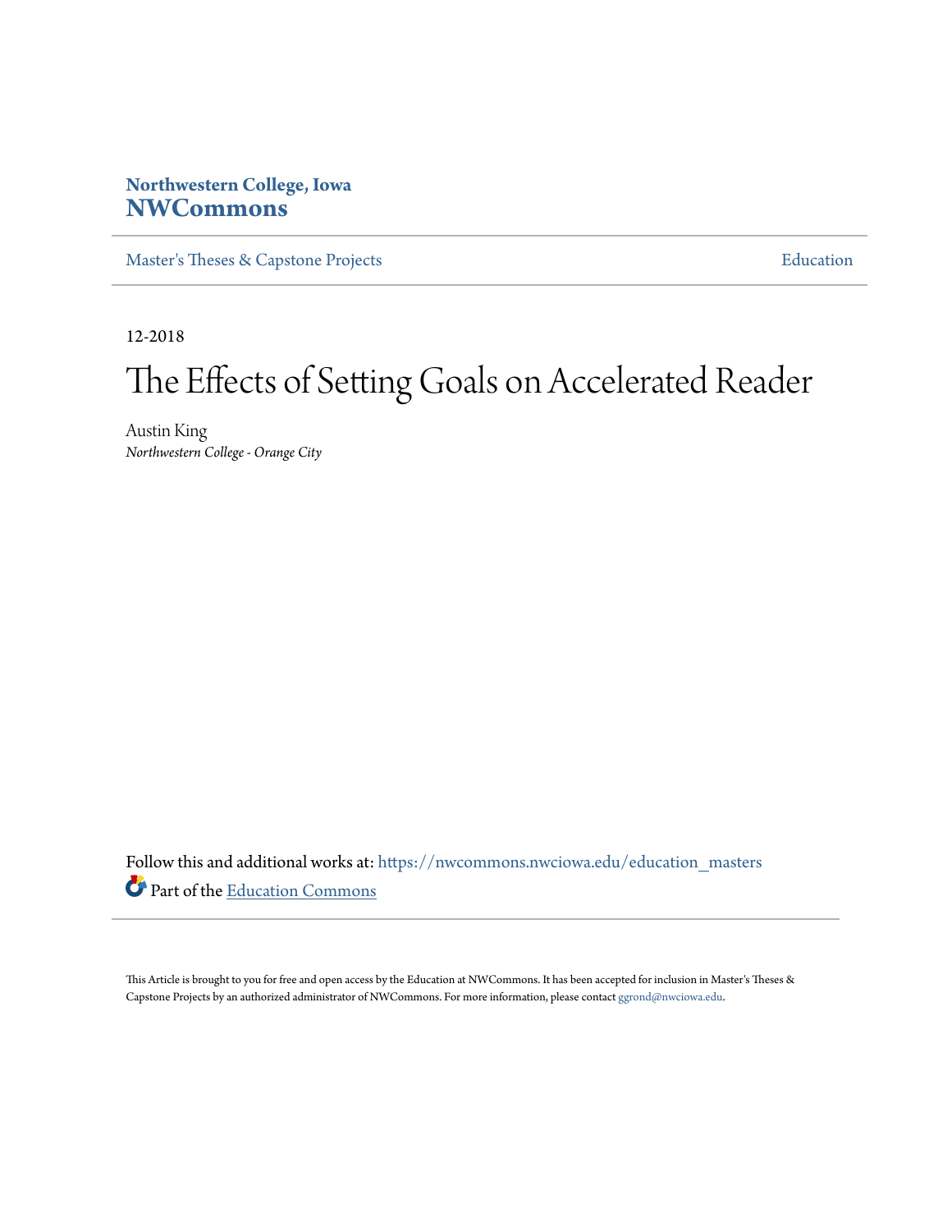Northwestern College, Iowa
**NWCommons**

Master's Theses & Capstone Projects | Education

12-2018

# The Effects of Setting Goals on Accelerated Reader

Austin King
*Northwestern College - Orange City*

Follow this and additional works at: https://nwcommons.nwciowa.edu/education_masters

Part of the Education Commons

This Article is brought to you for free and open access by the Education at NWCommons. It has been accepted for inclusion in Master's Theses & Capstone Projects by an authorized administrator of NWCommons. For more information, please contact ggrond@nwciowa.edu.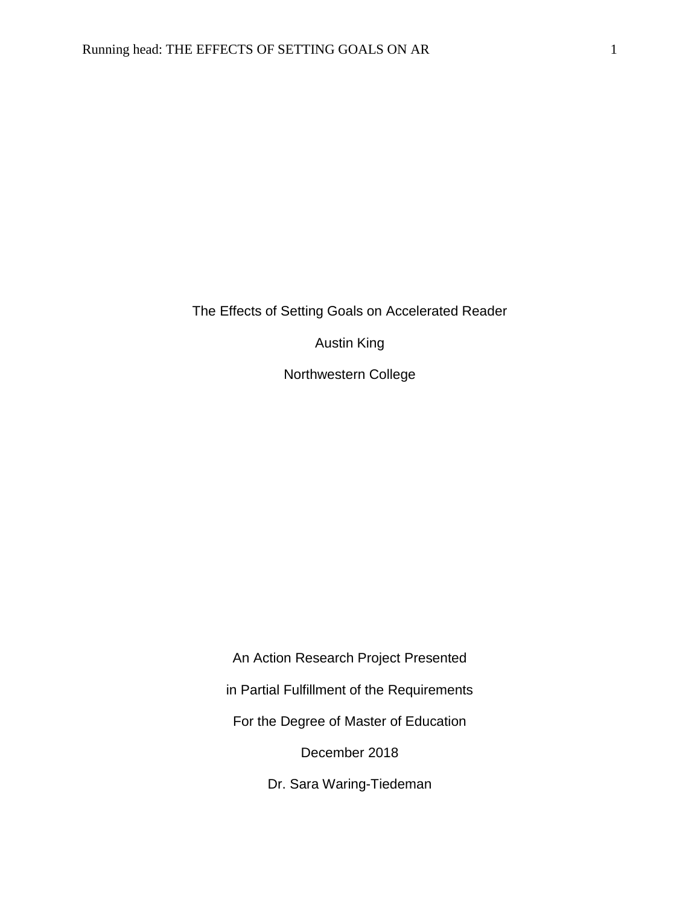The Effects of Setting Goals on Accelerated Reader

Austin King

Northwestern College

An Action Research Project Presented

in Partial Fulfillment of the Requirements

For the Degree of Master of Education

December 2018

Dr. Sara Waring-Tiedeman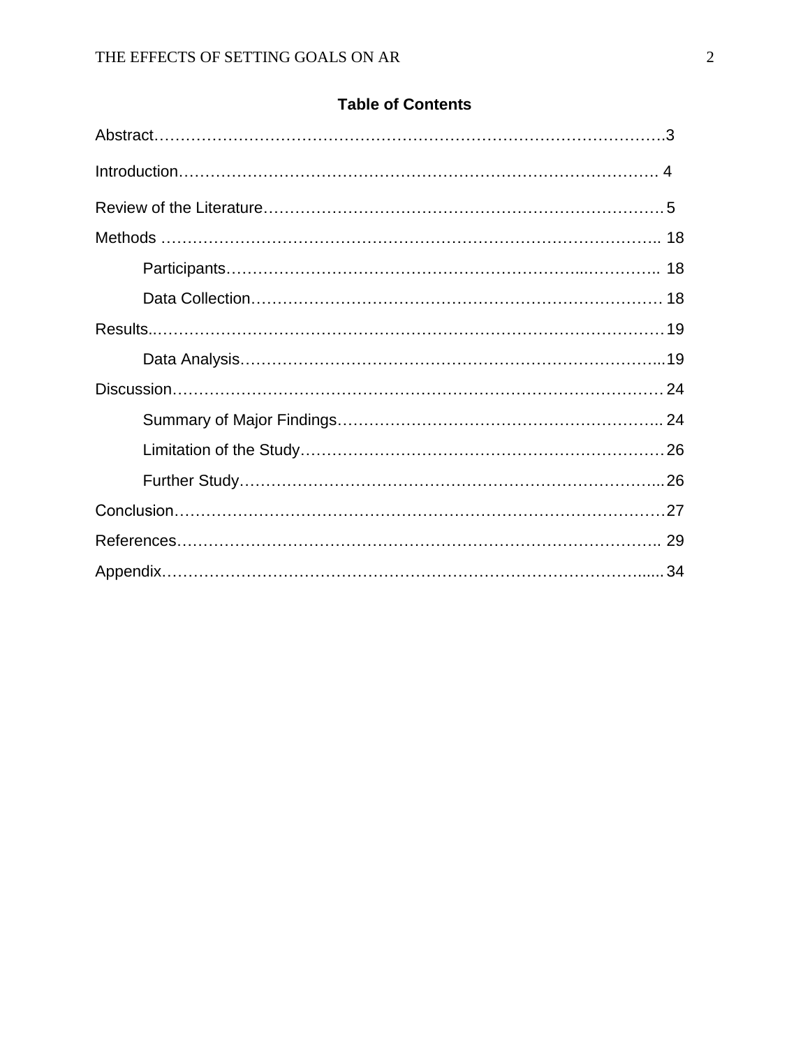# Table of Contents

Abstract……………………………………………………………………………………3

Introduction…………………………………………………………………………… 4

Review of the Literature…………………………………………………………………5

Methods ……………………………………………………………………………….. 18

- Participants……………………………………………………...………….. 18
- Data Collection…………………………………………………………………18

Results..…………………………………………………………………………………19

- Data Analysis……………………………………………………………………...19

Discussion………………………………………………………………………………24

- Summary of Major Findings……………………………………………………. 24
- Limitation of the Study…………………………………………………………26
- Further Study…………………………………………………………………...26

Conclusion………………………………………………………………………………27

References…………………………………………………………………………….. 29

Appendix……………………………………………………………………………......34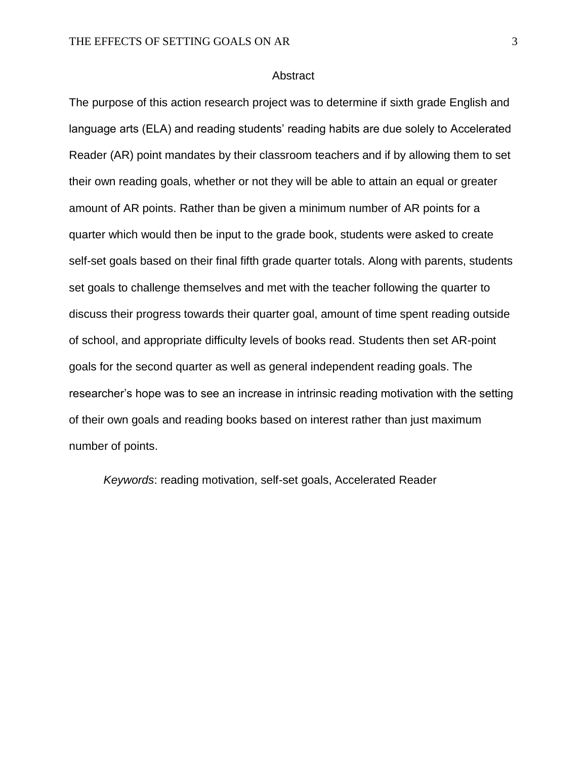# Abstract

The purpose of this action research project was to determine if sixth grade English and language arts (ELA) and reading students' reading habits are due solely to Accelerated Reader (AR) point mandates by their classroom teachers and if by allowing them to set their own reading goals, whether or not they will be able to attain an equal or greater amount of AR points. Rather than be given a minimum number of AR points for a quarter which would then be input to the grade book, students were asked to create self-set goals based on their final fifth grade quarter totals. Along with parents, students set goals to challenge themselves and met with the teacher following the quarter to discuss their progress towards their quarter goal, amount of time spent reading outside of school, and appropriate difficulty levels of books read. Students then set AR-point goals for the second quarter as well as general independent reading goals. The researcher's hope was to see an increase in intrinsic reading motivation with the setting of their own goals and reading books based on interest rather than just maximum number of points.

*Keywords*: reading motivation, self-set goals, Accelerated Reader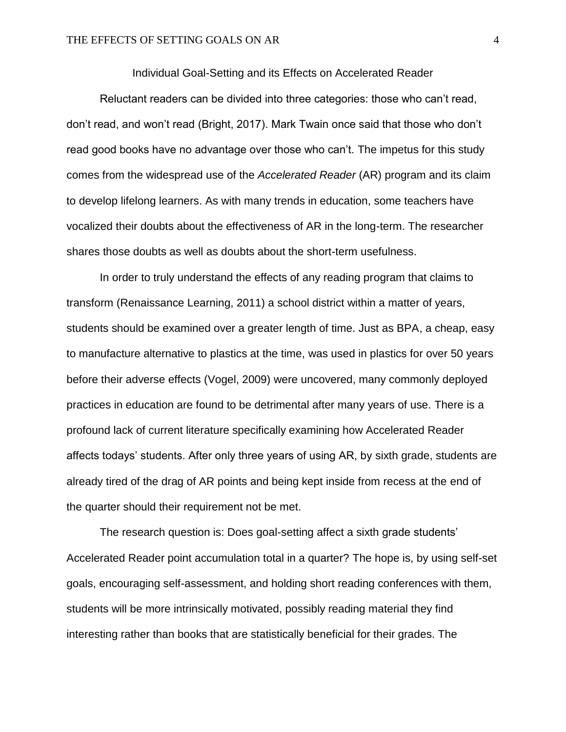# Individual Goal-Setting and its Effects on Accelerated Reader

Reluctant readers can be divided into three categories: those who can't read, don't read, and won't read (Bright, 2017). Mark Twain once said that those who don't read good books have no advantage over those who can't. The impetus for this study comes from the widespread use of the *Accelerated Reader* (AR) program and its claim to develop lifelong learners. As with many trends in education, some teachers have vocalized their doubts about the effectiveness of AR in the long-term. The researcher shares those doubts as well as doubts about the short-term usefulness.

In order to truly understand the effects of any reading program that claims to transform (Renaissance Learning, 2011) a school district within a matter of years, students should be examined over a greater length of time. Just as BPA, a cheap, easy to manufacture alternative to plastics at the time, was used in plastics for over 50 years before their adverse effects (Vogel, 2009) were uncovered, many commonly deployed practices in education are found to be detrimental after many years of use. There is a profound lack of current literature specifically examining how Accelerated Reader affects todays' students. After only three years of using AR, by sixth grade, students are already tired of the drag of AR points and being kept inside from recess at the end of the quarter should their requirement not be met.

The research question is: Does goal-setting affect a sixth grade students' Accelerated Reader point accumulation total in a quarter? The hope is, by using self-set goals, encouraging self-assessment, and holding short reading conferences with them, students will be more intrinsically motivated, possibly reading material they find interesting rather than books that are statistically beneficial for their grades. The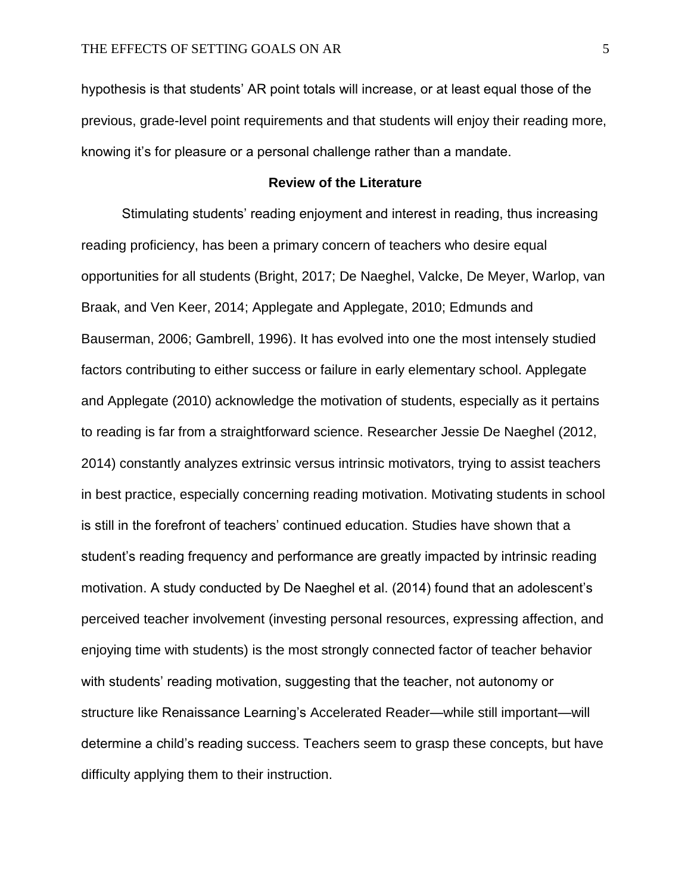hypothesis is that students' AR point totals will increase, or at least equal those of the previous, grade-level point requirements and that students will enjoy their reading more, knowing it's for pleasure or a personal challenge rather than a mandate.

## Review of the Literature

Stimulating students' reading enjoyment and interest in reading, thus increasing reading proficiency, has been a primary concern of teachers who desire equal opportunities for all students (Bright, 2017; De Naeghel, Valcke, De Meyer, Warlop, van Braak, and Ven Keer, 2014; Applegate and Applegate, 2010; Edmunds and Bauserman, 2006; Gambrell, 1996). It has evolved into one the most intensely studied factors contributing to either success or failure in early elementary school. Applegate and Applegate (2010) acknowledge the motivation of students, especially as it pertains to reading is far from a straightforward science. Researcher Jessie De Naeghel (2012, 2014) constantly analyzes extrinsic versus intrinsic motivators, trying to assist teachers in best practice, especially concerning reading motivation. Motivating students in school is still in the forefront of teachers' continued education. Studies have shown that a student's reading frequency and performance are greatly impacted by intrinsic reading motivation. A study conducted by De Naeghel et al. (2014) found that an adolescent's perceived teacher involvement (investing personal resources, expressing affection, and enjoying time with students) is the most strongly connected factor of teacher behavior with students' reading motivation, suggesting that the teacher, not autonomy or structure like Renaissance Learning's Accelerated Reader—while still important—will determine a child's reading success. Teachers seem to grasp these concepts, but have difficulty applying them to their instruction.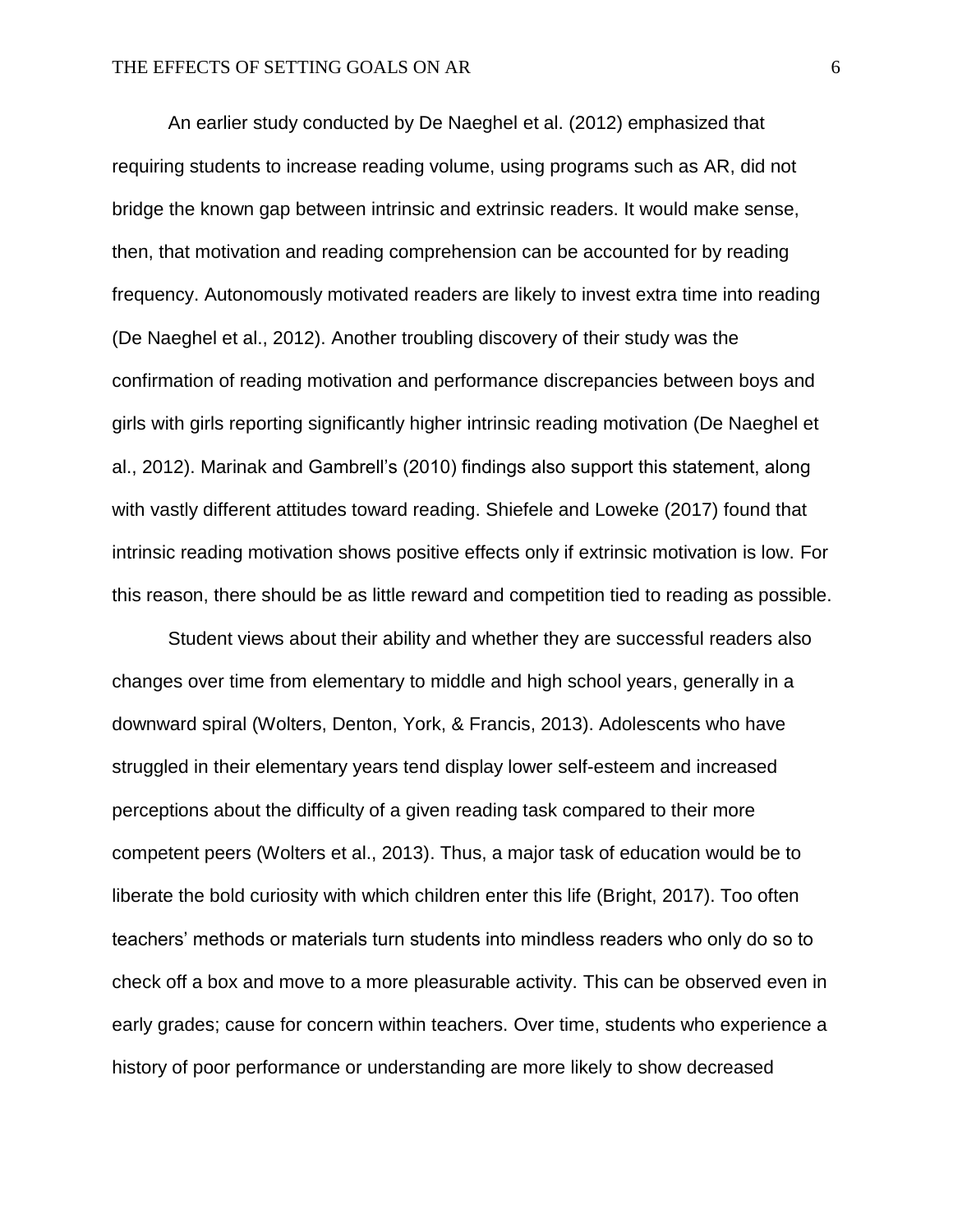An earlier study conducted by De Naeghel et al. (2012) emphasized that requiring students to increase reading volume, using programs such as AR, did not bridge the known gap between intrinsic and extrinsic readers. It would make sense, then, that motivation and reading comprehension can be accounted for by reading frequency. Autonomously motivated readers are likely to invest extra time into reading (De Naeghel et al., 2012). Another troubling discovery of their study was the confirmation of reading motivation and performance discrepancies between boys and girls with girls reporting significantly higher intrinsic reading motivation (De Naeghel et al., 2012). Marinak and Gambrell's (2010) findings also support this statement, along with vastly different attitudes toward reading. Shiefele and Loweke (2017) found that intrinsic reading motivation shows positive effects only if extrinsic motivation is low. For this reason, there should be as little reward and competition tied to reading as possible.

Student views about their ability and whether they are successful readers also changes over time from elementary to middle and high school years, generally in a downward spiral (Wolters, Denton, York, & Francis, 2013). Adolescents who have struggled in their elementary years tend display lower self-esteem and increased perceptions about the difficulty of a given reading task compared to their more competent peers (Wolters et al., 2013). Thus, a major task of education would be to liberate the bold curiosity with which children enter this life (Bright, 2017). Too often teachers' methods or materials turn students into mindless readers who only do so to check off a box and move to a more pleasurable activity. This can be observed even in early grades; cause for concern within teachers. Over time, students who experience a history of poor performance or understanding are more likely to show decreased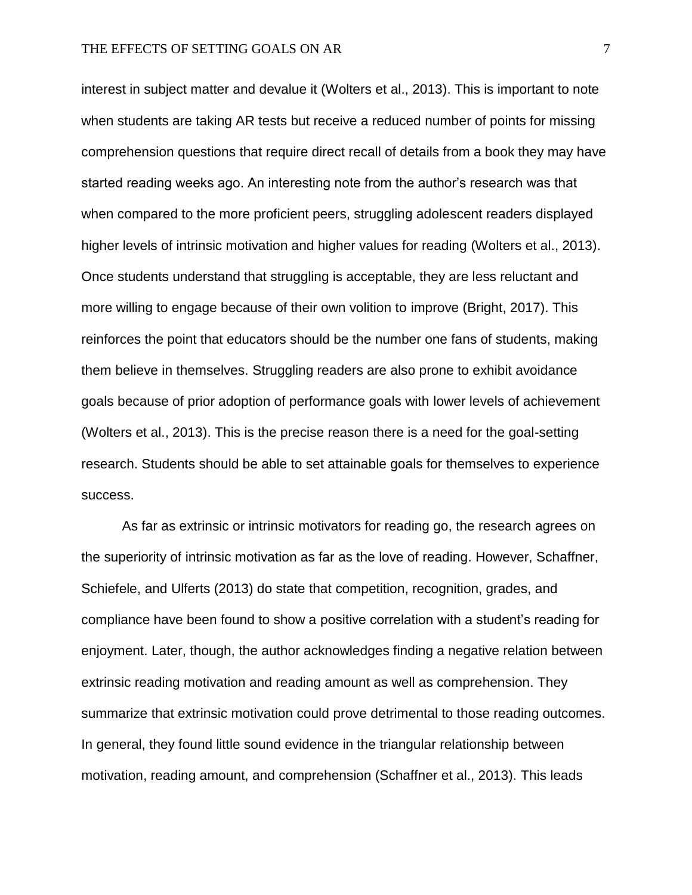interest in subject matter and devalue it (Wolters et al., 2013). This is important to note when students are taking AR tests but receive a reduced number of points for missing comprehension questions that require direct recall of details from a book they may have started reading weeks ago. An interesting note from the author's research was that when compared to the more proficient peers, struggling adolescent readers displayed higher levels of intrinsic motivation and higher values for reading (Wolters et al., 2013). Once students understand that struggling is acceptable, they are less reluctant and more willing to engage because of their own volition to improve (Bright, 2017). This reinforces the point that educators should be the number one fans of students, making them believe in themselves. Struggling readers are also prone to exhibit avoidance goals because of prior adoption of performance goals with lower levels of achievement (Wolters et al., 2013). This is the precise reason there is a need for the goal-setting research. Students should be able to set attainable goals for themselves to experience success.

As far as extrinsic or intrinsic motivators for reading go, the research agrees on the superiority of intrinsic motivation as far as the love of reading. However, Schaffner, Schiefele, and Ulferts (2013) do state that competition, recognition, grades, and compliance have been found to show a positive correlation with a student's reading for enjoyment. Later, though, the author acknowledges finding a negative relation between extrinsic reading motivation and reading amount as well as comprehension. They summarize that extrinsic motivation could prove detrimental to those reading outcomes. In general, they found little sound evidence in the triangular relationship between motivation, reading amount, and comprehension (Schaffner et al., 2013). This leads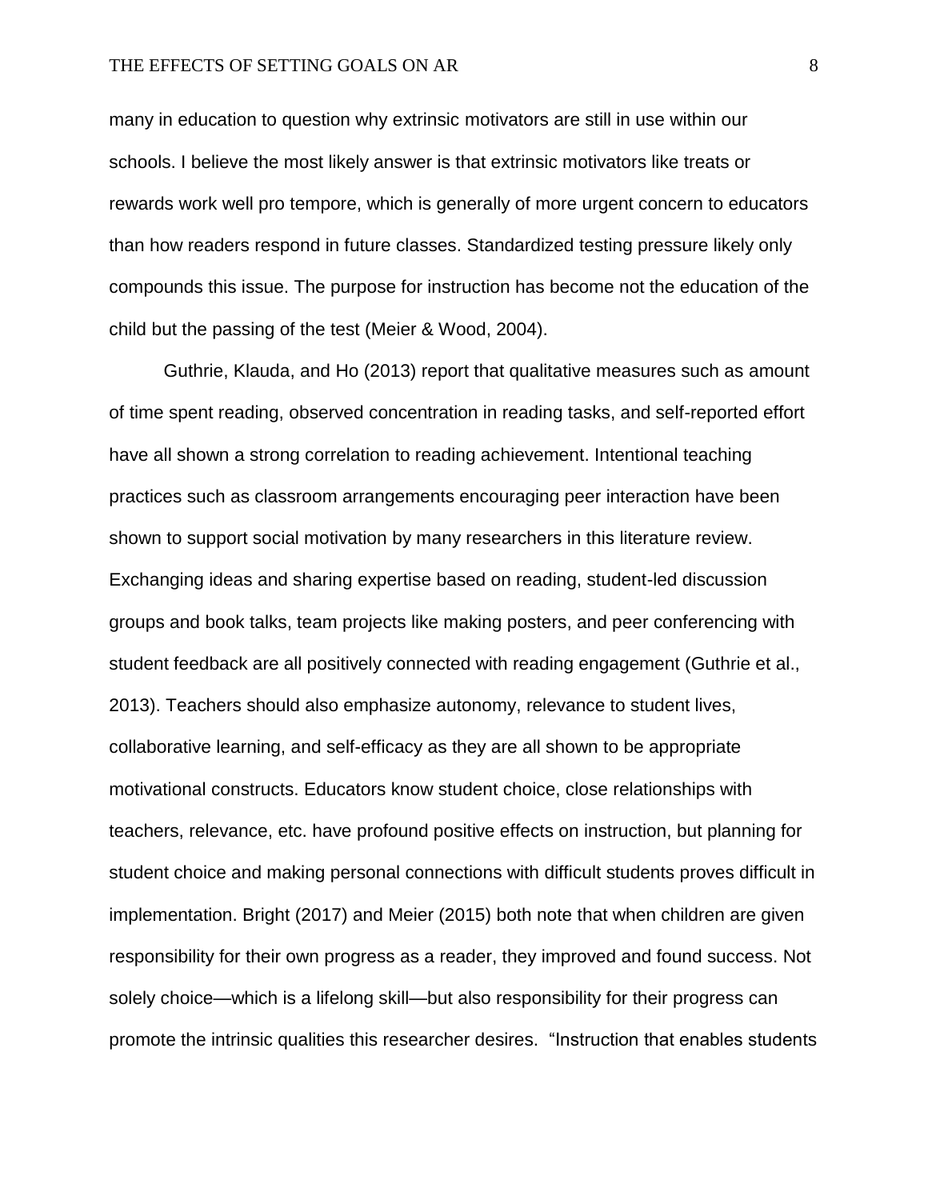many in education to question why extrinsic motivators are still in use within our schools. I believe the most likely answer is that extrinsic motivators like treats or rewards work well pro tempore, which is generally of more urgent concern to educators than how readers respond in future classes. Standardized testing pressure likely only compounds this issue. The purpose for instruction has become not the education of the child but the passing of the test (Meier & Wood, 2004).

Guthrie, Klauda, and Ho (2013) report that qualitative measures such as amount of time spent reading, observed concentration in reading tasks, and self-reported effort have all shown a strong correlation to reading achievement. Intentional teaching practices such as classroom arrangements encouraging peer interaction have been shown to support social motivation by many researchers in this literature review. Exchanging ideas and sharing expertise based on reading, student-led discussion groups and book talks, team projects like making posters, and peer conferencing with student feedback are all positively connected with reading engagement (Guthrie et al., 2013). Teachers should also emphasize autonomy, relevance to student lives, collaborative learning, and self-efficacy as they are all shown to be appropriate motivational constructs. Educators know student choice, close relationships with teachers, relevance, etc. have profound positive effects on instruction, but planning for student choice and making personal connections with difficult students proves difficult in implementation. Bright (2017) and Meier (2015) both note that when children are given responsibility for their own progress as a reader, they improved and found success. Not solely choice—which is a lifelong skill—but also responsibility for their progress can promote the intrinsic qualities this researcher desires. "Instruction that enables students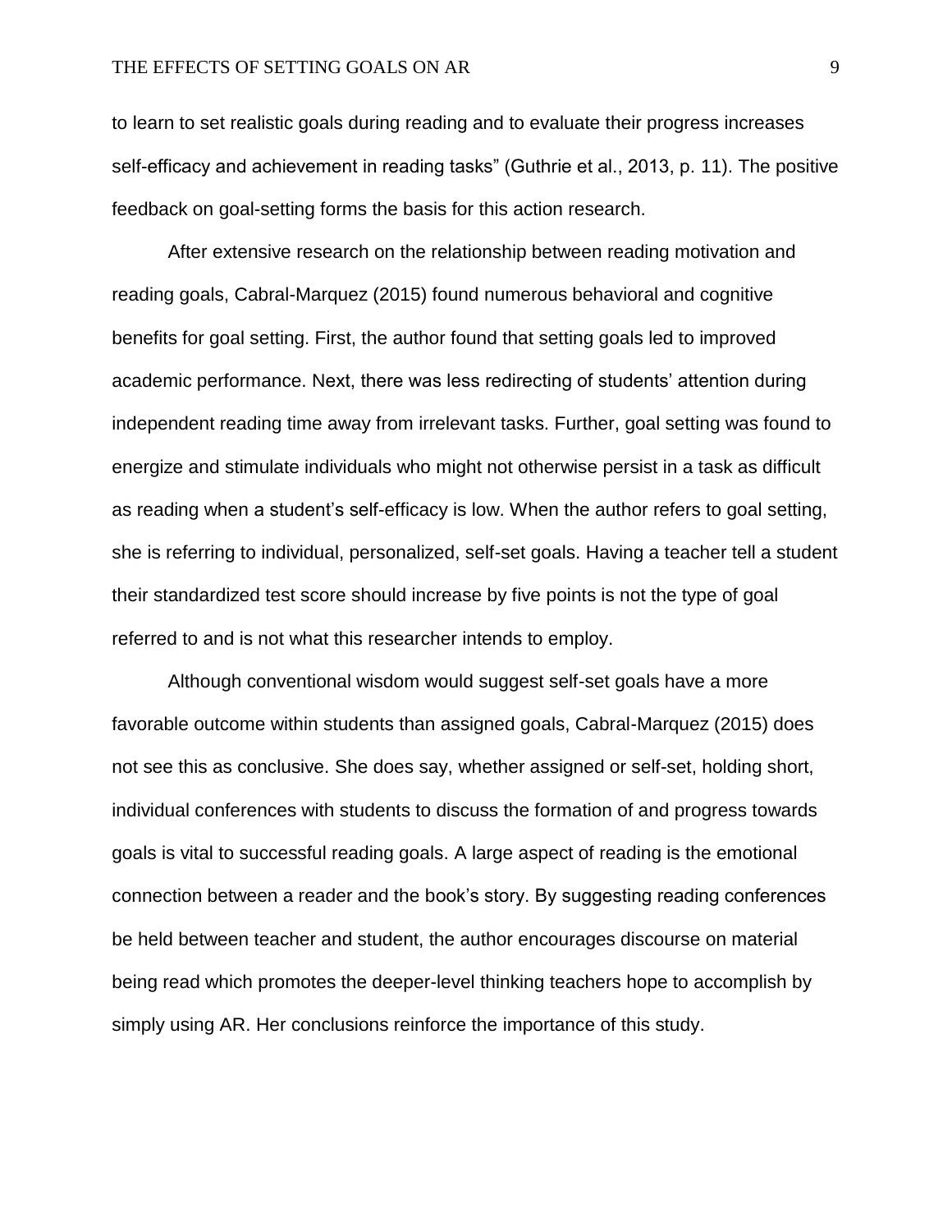to learn to set realistic goals during reading and to evaluate their progress increases self-efficacy and achievement in reading tasks" (Guthrie et al., 2013, p. 11). The positive feedback on goal-setting forms the basis for this action research.

After extensive research on the relationship between reading motivation and reading goals, Cabral-Marquez (2015) found numerous behavioral and cognitive benefits for goal setting. First, the author found that setting goals led to improved academic performance. Next, there was less redirecting of students' attention during independent reading time away from irrelevant tasks. Further, goal setting was found to energize and stimulate individuals who might not otherwise persist in a task as difficult as reading when a student's self-efficacy is low. When the author refers to goal setting, she is referring to individual, personalized, self-set goals. Having a teacher tell a student their standardized test score should increase by five points is not the type of goal referred to and is not what this researcher intends to employ.

Although conventional wisdom would suggest self-set goals have a more favorable outcome within students than assigned goals, Cabral-Marquez (2015) does not see this as conclusive. She does say, whether assigned or self-set, holding short, individual conferences with students to discuss the formation of and progress towards goals is vital to successful reading goals. A large aspect of reading is the emotional connection between a reader and the book's story. By suggesting reading conferences be held between teacher and student, the author encourages discourse on material being read which promotes the deeper-level thinking teachers hope to accomplish by simply using AR. Her conclusions reinforce the importance of this study.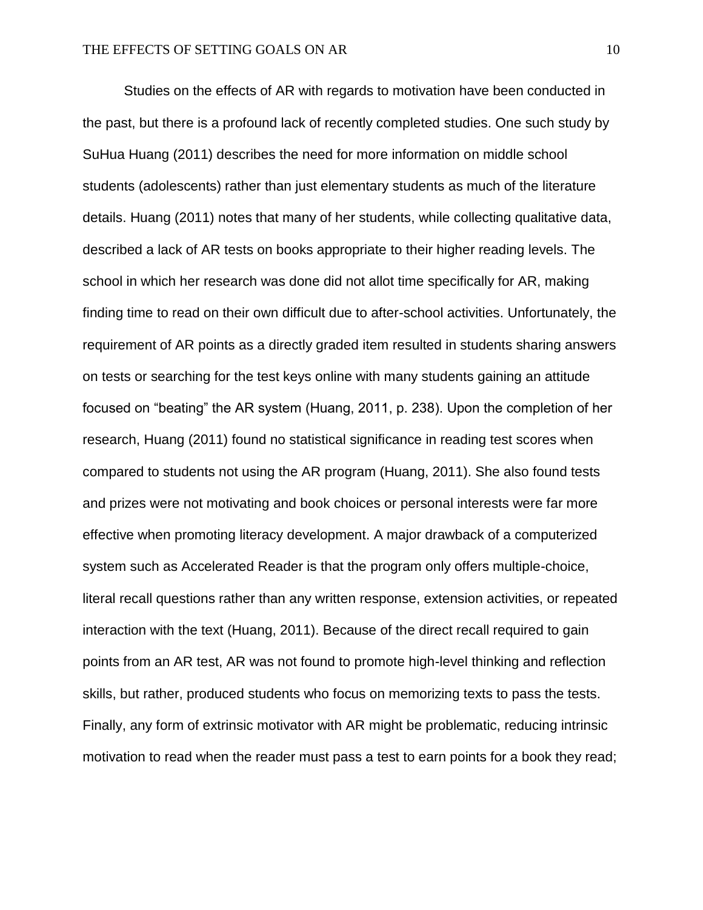Studies on the effects of AR with regards to motivation have been conducted in the past, but there is a profound lack of recently completed studies. One such study by SuHua Huang (2011) describes the need for more information on middle school students (adolescents) rather than just elementary students as much of the literature details. Huang (2011) notes that many of her students, while collecting qualitative data, described a lack of AR tests on books appropriate to their higher reading levels. The school in which her research was done did not allot time specifically for AR, making finding time to read on their own difficult due to after-school activities. Unfortunately, the requirement of AR points as a directly graded item resulted in students sharing answers on tests or searching for the test keys online with many students gaining an attitude focused on "beating" the AR system (Huang, 2011, p. 238). Upon the completion of her research, Huang (2011) found no statistical significance in reading test scores when compared to students not using the AR program (Huang, 2011). She also found tests and prizes were not motivating and book choices or personal interests were far more effective when promoting literacy development. A major drawback of a computerized system such as Accelerated Reader is that the program only offers multiple-choice, literal recall questions rather than any written response, extension activities, or repeated interaction with the text (Huang, 2011). Because of the direct recall required to gain points from an AR test, AR was not found to promote high-level thinking and reflection skills, but rather, produced students who focus on memorizing texts to pass the tests. Finally, any form of extrinsic motivator with AR might be problematic, reducing intrinsic motivation to read when the reader must pass a test to earn points for a book they read;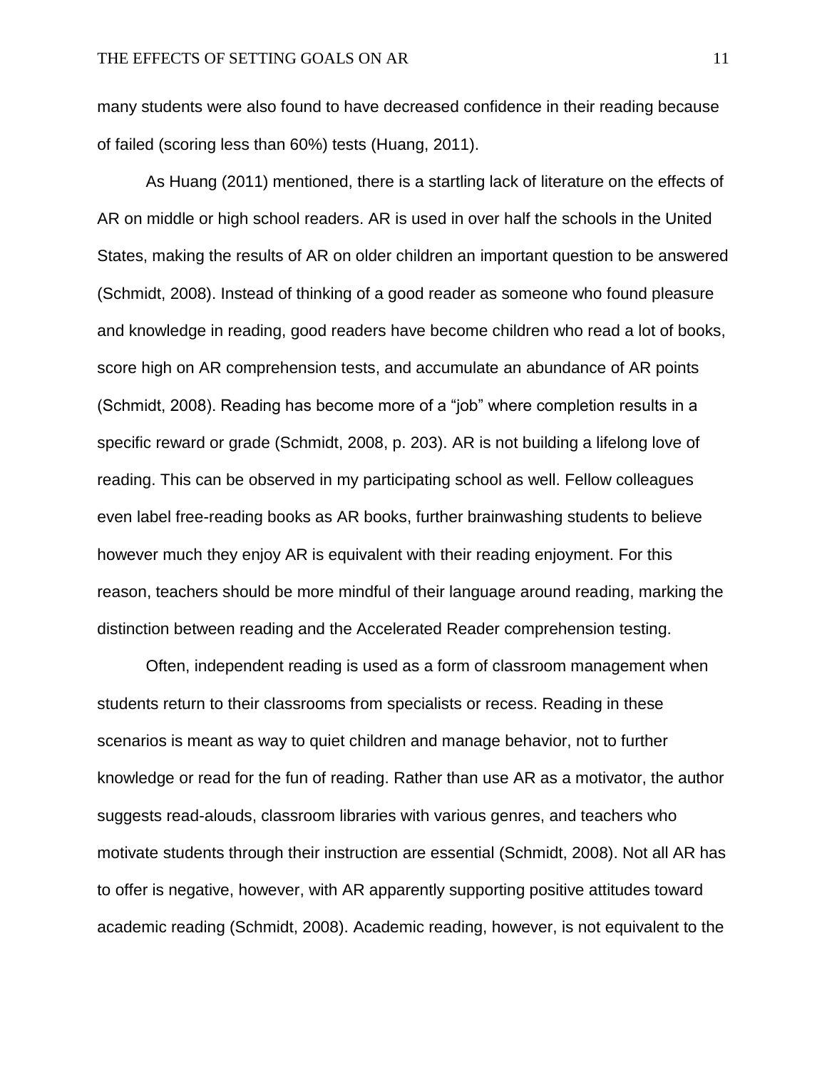many students were also found to have decreased confidence in their reading because of failed (scoring less than 60%) tests (Huang, 2011).

As Huang (2011) mentioned, there is a startling lack of literature on the effects of AR on middle or high school readers. AR is used in over half the schools in the United States, making the results of AR on older children an important question to be answered (Schmidt, 2008). Instead of thinking of a good reader as someone who found pleasure and knowledge in reading, good readers have become children who read a lot of books, score high on AR comprehension tests, and accumulate an abundance of AR points (Schmidt, 2008). Reading has become more of a "job" where completion results in a specific reward or grade (Schmidt, 2008, p. 203). AR is not building a lifelong love of reading. This can be observed in my participating school as well. Fellow colleagues even label free-reading books as AR books, further brainwashing students to believe however much they enjoy AR is equivalent with their reading enjoyment. For this reason, teachers should be more mindful of their language around reading, marking the distinction between reading and the Accelerated Reader comprehension testing.

Often, independent reading is used as a form of classroom management when students return to their classrooms from specialists or recess. Reading in these scenarios is meant as way to quiet children and manage behavior, not to further knowledge or read for the fun of reading. Rather than use AR as a motivator, the author suggests read-alouds, classroom libraries with various genres, and teachers who motivate students through their instruction are essential (Schmidt, 2008). Not all AR has to offer is negative, however, with AR apparently supporting positive attitudes toward academic reading (Schmidt, 2008). Academic reading, however, is not equivalent to the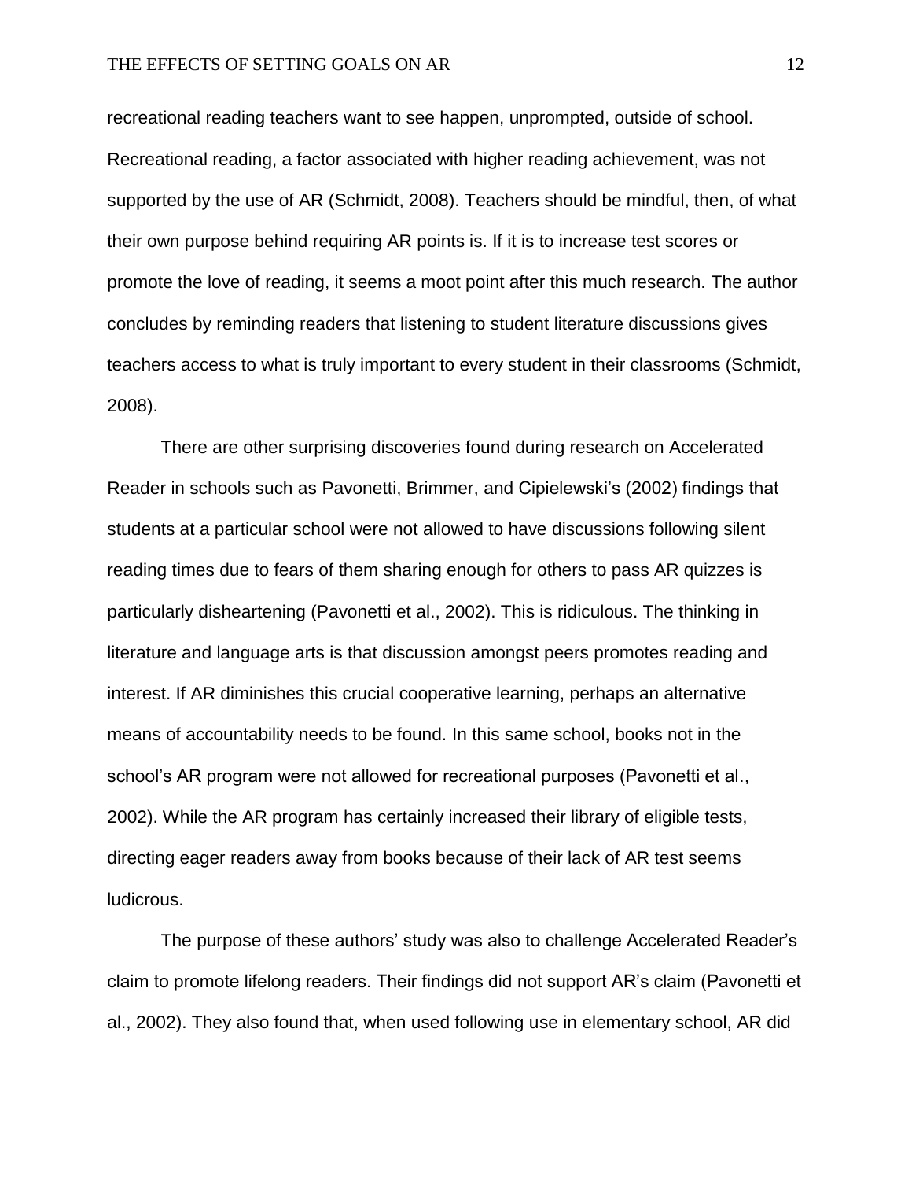recreational reading teachers want to see happen, unprompted, outside of school. Recreational reading, a factor associated with higher reading achievement, was not supported by the use of AR (Schmidt, 2008). Teachers should be mindful, then, of what their own purpose behind requiring AR points is. If it is to increase test scores or promote the love of reading, it seems a moot point after this much research. The author concludes by reminding readers that listening to student literature discussions gives teachers access to what is truly important to every student in their classrooms (Schmidt, 2008).

There are other surprising discoveries found during research on Accelerated Reader in schools such as Pavonetti, Brimmer, and Cipielewski's (2002) findings that students at a particular school were not allowed to have discussions following silent reading times due to fears of them sharing enough for others to pass AR quizzes is particularly disheartening (Pavonetti et al., 2002). This is ridiculous. The thinking in literature and language arts is that discussion amongst peers promotes reading and interest. If AR diminishes this crucial cooperative learning, perhaps an alternative means of accountability needs to be found. In this same school, books not in the school's AR program were not allowed for recreational purposes (Pavonetti et al., 2002). While the AR program has certainly increased their library of eligible tests, directing eager readers away from books because of their lack of AR test seems ludicrous.

The purpose of these authors' study was also to challenge Accelerated Reader's claim to promote lifelong readers. Their findings did not support AR's claim (Pavonetti et al., 2002). They also found that, when used following use in elementary school, AR did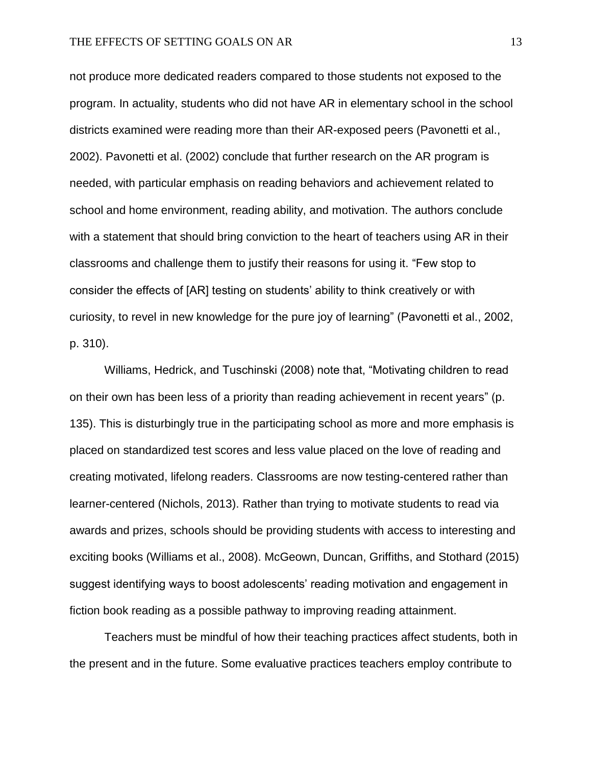not produce more dedicated readers compared to those students not exposed to the program. In actuality, students who did not have AR in elementary school in the school districts examined were reading more than their AR-exposed peers (Pavonetti et al., 2002). Pavonetti et al. (2002) conclude that further research on the AR program is needed, with particular emphasis on reading behaviors and achievement related to school and home environment, reading ability, and motivation. The authors conclude with a statement that should bring conviction to the heart of teachers using AR in their classrooms and challenge them to justify their reasons for using it. “Few stop to consider the effects of [AR] testing on students’ ability to think creatively or with curiosity, to revel in new knowledge for the pure joy of learning” (Pavonetti et al., 2002, p. 310).

Williams, Hedrick, and Tuschinski (2008) note that, “Motivating children to read on their own has been less of a priority than reading achievement in recent years” (p. 135). This is disturbingly true in the participating school as more and more emphasis is placed on standardized test scores and less value placed on the love of reading and creating motivated, lifelong readers. Classrooms are now testing-centered rather than learner-centered (Nichols, 2013). Rather than trying to motivate students to read via awards and prizes, schools should be providing students with access to interesting and exciting books (Williams et al., 2008). McGeown, Duncan, Griffiths, and Stothard (2015) suggest identifying ways to boost adolescents’ reading motivation and engagement in fiction book reading as a possible pathway to improving reading attainment.

Teachers must be mindful of how their teaching practices affect students, both in the present and in the future. Some evaluative practices teachers employ contribute to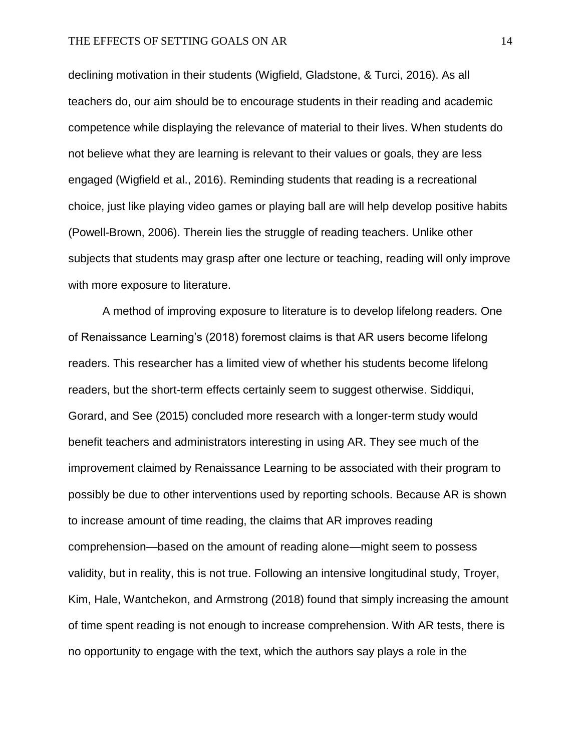declining motivation in their students (Wigfield, Gladstone, & Turci, 2016). As all teachers do, our aim should be to encourage students in their reading and academic competence while displaying the relevance of material to their lives. When students do not believe what they are learning is relevant to their values or goals, they are less engaged (Wigfield et al., 2016). Reminding students that reading is a recreational choice, just like playing video games or playing ball are will help develop positive habits (Powell-Brown, 2006). Therein lies the struggle of reading teachers. Unlike other subjects that students may grasp after one lecture or teaching, reading will only improve with more exposure to literature.

A method of improving exposure to literature is to develop lifelong readers. One of Renaissance Learning's (2018) foremost claims is that AR users become lifelong readers. This researcher has a limited view of whether his students become lifelong readers, but the short-term effects certainly seem to suggest otherwise. Siddiqui, Gorard, and See (2015) concluded more research with a longer-term study would benefit teachers and administrators interesting in using AR. They see much of the improvement claimed by Renaissance Learning to be associated with their program to possibly be due to other interventions used by reporting schools. Because AR is shown to increase amount of time reading, the claims that AR improves reading comprehension—based on the amount of reading alone—might seem to possess validity, but in reality, this is not true. Following an intensive longitudinal study, Troyer, Kim, Hale, Wantchekon, and Armstrong (2018) found that simply increasing the amount of time spent reading is not enough to increase comprehension. With AR tests, there is no opportunity to engage with the text, which the authors say plays a role in the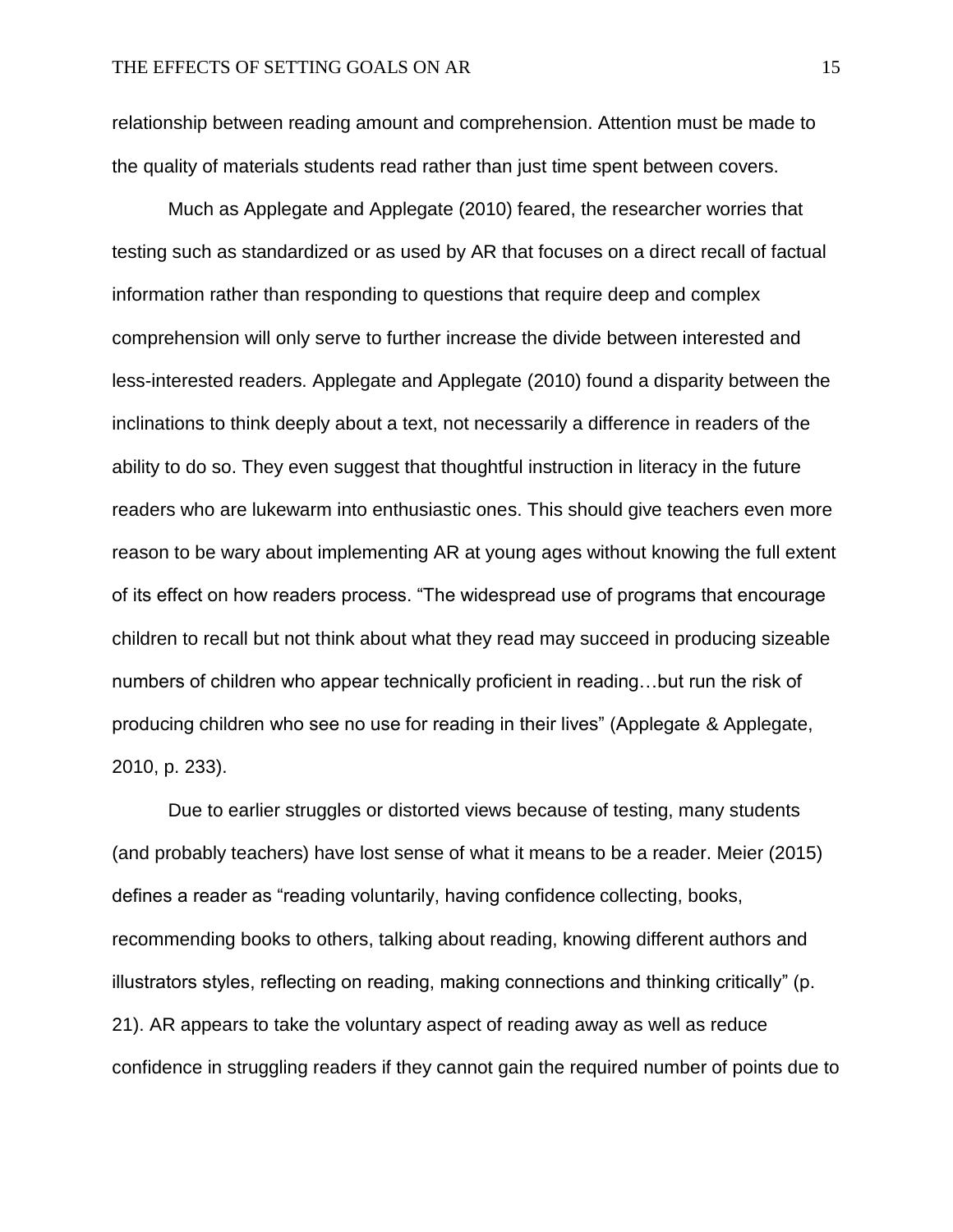relationship between reading amount and comprehension. Attention must be made to the quality of materials students read rather than just time spent between covers.

Much as Applegate and Applegate (2010) feared, the researcher worries that testing such as standardized or as used by AR that focuses on a direct recall of factual information rather than responding to questions that require deep and complex comprehension will only serve to further increase the divide between interested and less-interested readers. Applegate and Applegate (2010) found a disparity between the inclinations to think deeply about a text, not necessarily a difference in readers of the ability to do so. They even suggest that thoughtful instruction in literacy in the future readers who are lukewarm into enthusiastic ones. This should give teachers even more reason to be wary about implementing AR at young ages without knowing the full extent of its effect on how readers process. “The widespread use of programs that encourage children to recall but not think about what they read may succeed in producing sizeable numbers of children who appear technically proficient in reading…but run the risk of producing children who see no use for reading in their lives” (Applegate & Applegate, 2010, p. 233).

Due to earlier struggles or distorted views because of testing, many students (and probably teachers) have lost sense of what it means to be a reader. Meier (2015) defines a reader as “reading voluntarily, having confidence collecting, books, recommending books to others, talking about reading, knowing different authors and illustrators styles, reflecting on reading, making connections and thinking critically” (p. 21). AR appears to take the voluntary aspect of reading away as well as reduce confidence in struggling readers if they cannot gain the required number of points due to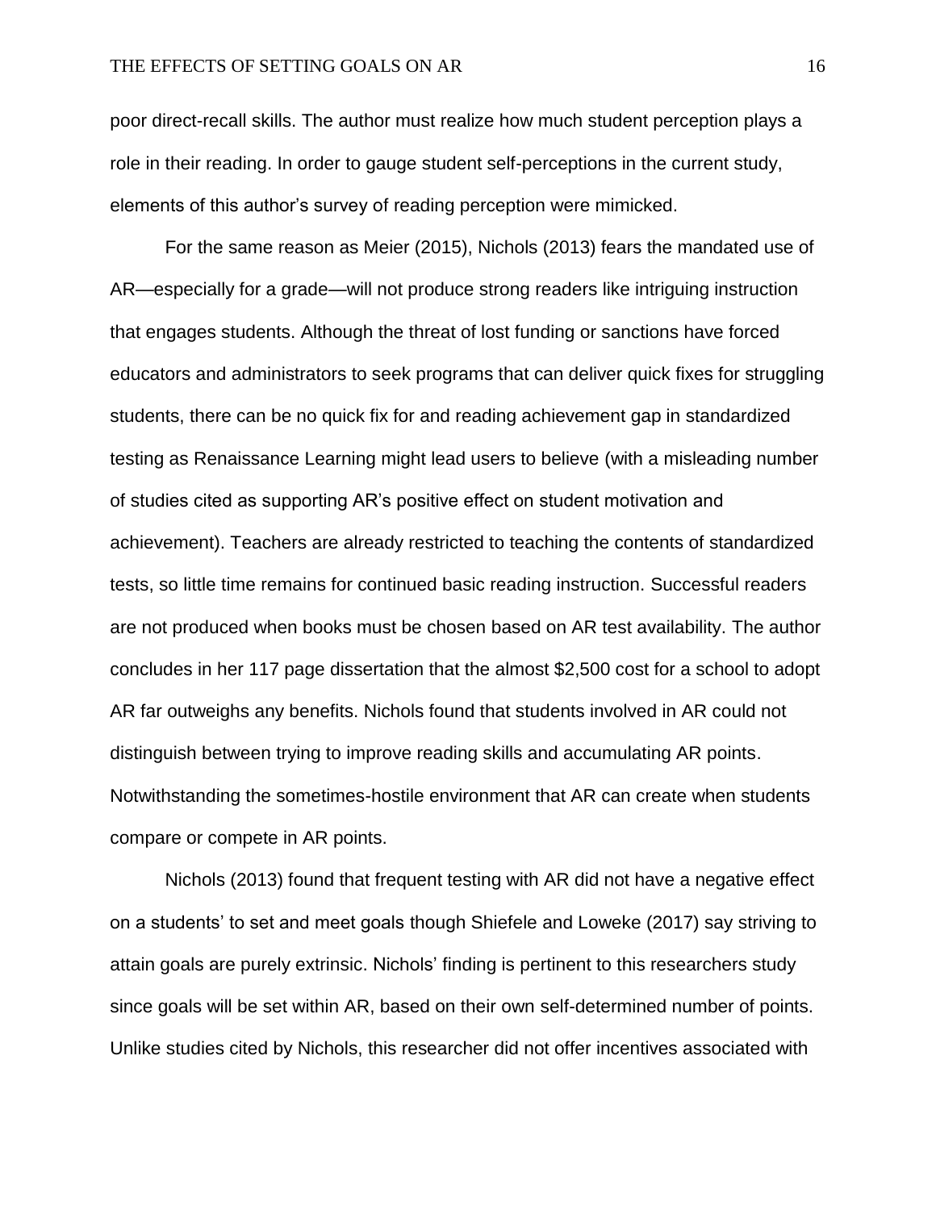poor direct-recall skills. The author must realize how much student perception plays a role in their reading. In order to gauge student self-perceptions in the current study, elements of this author's survey of reading perception were mimicked.

For the same reason as Meier (2015), Nichols (2013) fears the mandated use of AR—especially for a grade—will not produce strong readers like intriguing instruction that engages students. Although the threat of lost funding or sanctions have forced educators and administrators to seek programs that can deliver quick fixes for struggling students, there can be no quick fix for and reading achievement gap in standardized testing as Renaissance Learning might lead users to believe (with a misleading number of studies cited as supporting AR's positive effect on student motivation and achievement). Teachers are already restricted to teaching the contents of standardized tests, so little time remains for continued basic reading instruction. Successful readers are not produced when books must be chosen based on AR test availability. The author concludes in her 117 page dissertation that the almost $2,500 cost for a school to adopt AR far outweighs any benefits. Nichols found that students involved in AR could not distinguish between trying to improve reading skills and accumulating AR points. Notwithstanding the sometimes-hostile environment that AR can create when students compare or compete in AR points.

Nichols (2013) found that frequent testing with AR did not have a negative effect on a students' to set and meet goals though Shiefele and Loweke (2017) say striving to attain goals are purely extrinsic. Nichols' finding is pertinent to this researchers study since goals will be set within AR, based on their own self-determined number of points. Unlike studies cited by Nichols, this researcher did not offer incentives associated with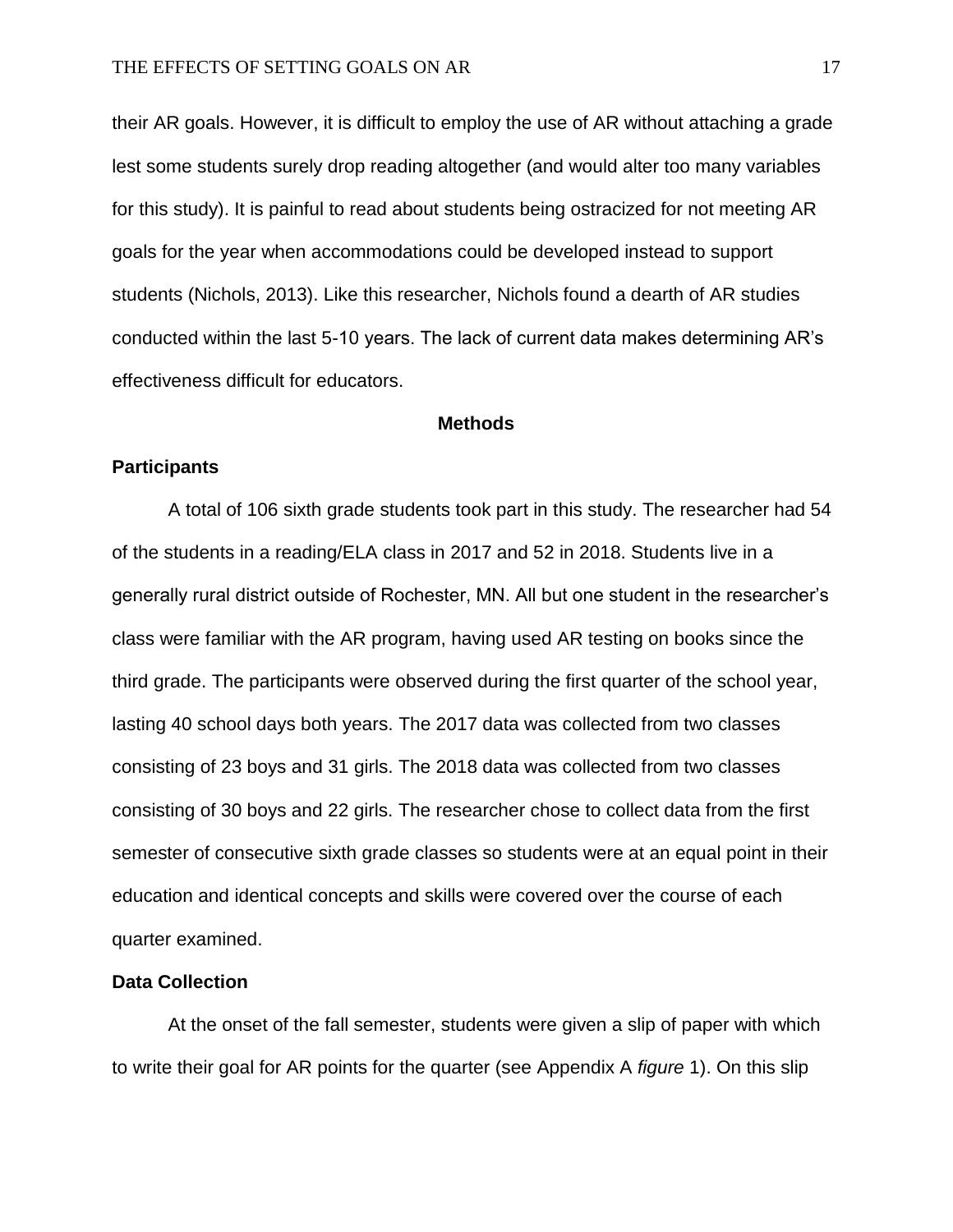their AR goals. However, it is difficult to employ the use of AR without attaching a grade lest some students surely drop reading altogether (and would alter too many variables for this study). It is painful to read about students being ostracized for not meeting AR goals for the year when accommodations could be developed instead to support students (Nichols, 2013). Like this researcher, Nichols found a dearth of AR studies conducted within the last 5-10 years. The lack of current data makes determining AR's effectiveness difficult for educators.

## Methods

### Participants

A total of 106 sixth grade students took part in this study. The researcher had 54 of the students in a reading/ELA class in 2017 and 52 in 2018. Students live in a generally rural district outside of Rochester, MN. All but one student in the researcher's class were familiar with the AR program, having used AR testing on books since the third grade. The participants were observed during the first quarter of the school year, lasting 40 school days both years. The 2017 data was collected from two classes consisting of 23 boys and 31 girls. The 2018 data was collected from two classes consisting of 30 boys and 22 girls. The researcher chose to collect data from the first semester of consecutive sixth grade classes so students were at an equal point in their education and identical concepts and skills were covered over the course of each quarter examined.

### Data Collection

At the onset of the fall semester, students were given a slip of paper with which to write their goal for AR points for the quarter (see Appendix A *figure* 1). On this slip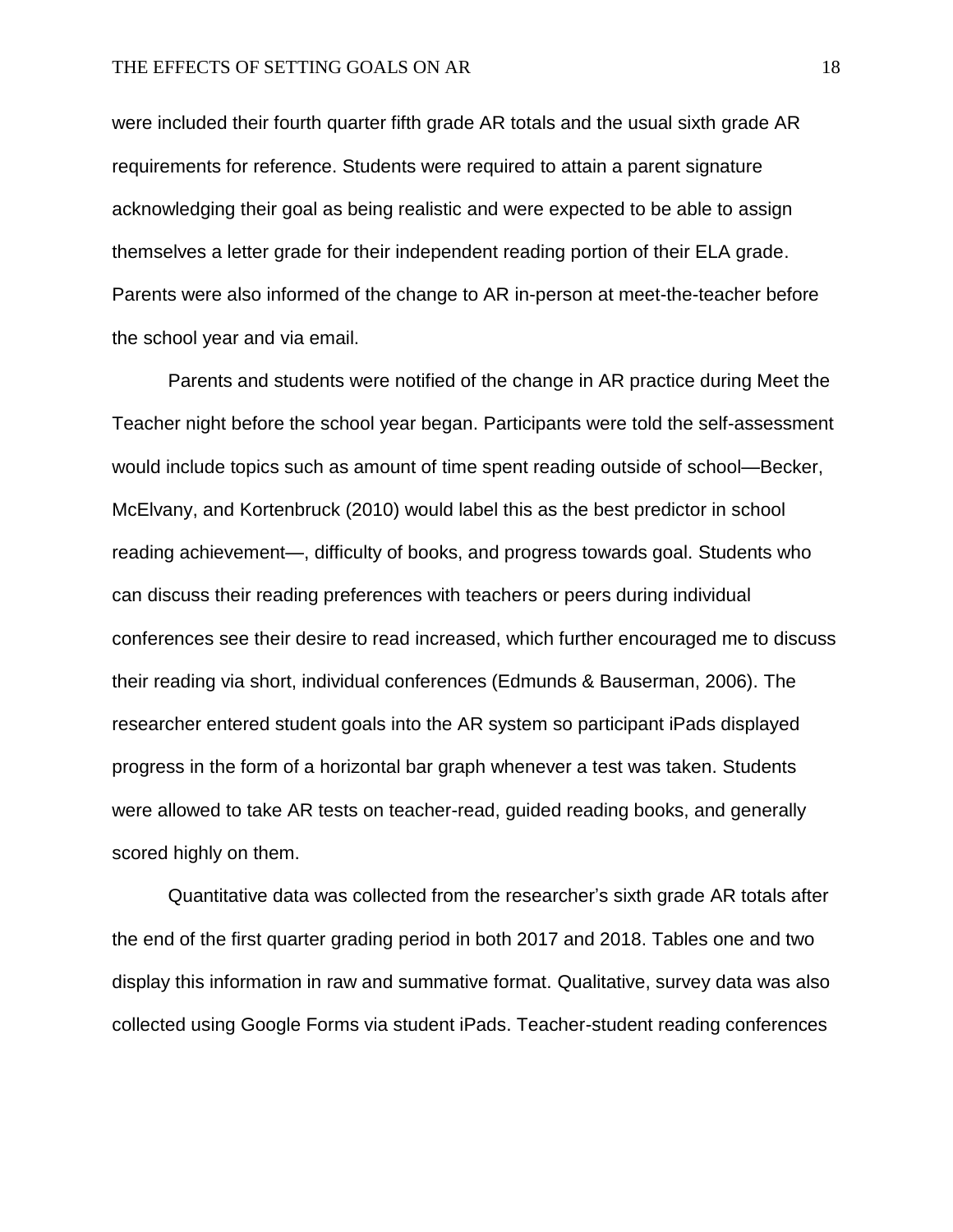were included their fourth quarter fifth grade AR totals and the usual sixth grade AR requirements for reference. Students were required to attain a parent signature acknowledging their goal as being realistic and were expected to be able to assign themselves a letter grade for their independent reading portion of their ELA grade. Parents were also informed of the change to AR in-person at meet-the-teacher before the school year and via email.

Parents and students were notified of the change in AR practice during Meet the Teacher night before the school year began. Participants were told the self-assessment would include topics such as amount of time spent reading outside of school—Becker, McElvany, and Kortenbruck (2010) would label this as the best predictor in school reading achievement—, difficulty of books, and progress towards goal. Students who can discuss their reading preferences with teachers or peers during individual conferences see their desire to read increased, which further encouraged me to discuss their reading via short, individual conferences (Edmunds & Bauserman, 2006). The researcher entered student goals into the AR system so participant iPads displayed progress in the form of a horizontal bar graph whenever a test was taken. Students were allowed to take AR tests on teacher-read, guided reading books, and generally scored highly on them.

Quantitative data was collected from the researcher's sixth grade AR totals after the end of the first quarter grading period in both 2017 and 2018. Tables one and two display this information in raw and summative format. Qualitative, survey data was also collected using Google Forms via student iPads. Teacher-student reading conferences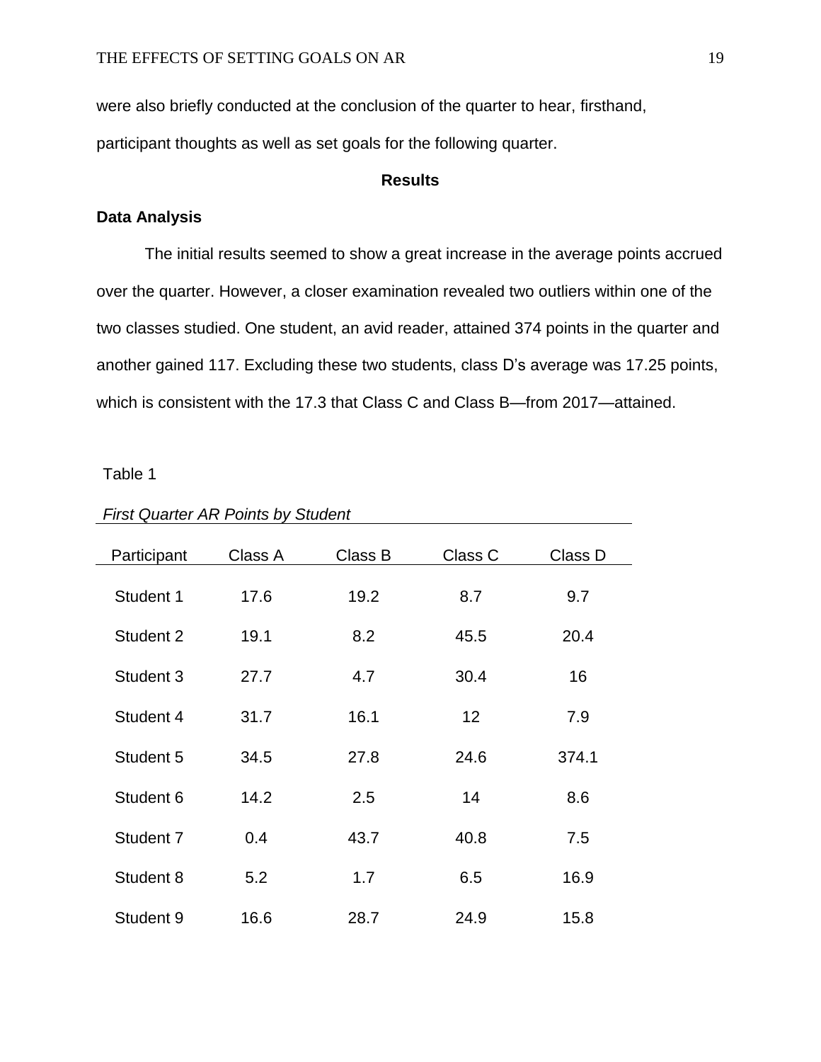were also briefly conducted at the conclusion of the quarter to hear, firsthand, participant thoughts as well as set goals for the following quarter.

## Results

### Data Analysis

The initial results seemed to show a great increase in the average points accrued over the quarter. However, a closer examination revealed two outliers within one of the two classes studied. One student, an avid reader, attained 374 points in the quarter and another gained 117. Excluding these two students, class D's average was 17.25 points, which is consistent with the 17.3 that Class C and Class B—from 2017—attained.

Table 1

*First Quarter AR Points by Student*

| Participant | Class A | Class B | Class C | Class D |
|---|---|---|---|---|
| Student 1 | 17.6 | 19.2 | 8.7 | 9.7 |
| Student 2 | 19.1 | 8.2 | 45.5 | 20.4 |
| Student 3 | 27.7 | 4.7 | 30.4 | 16 |
| Student 4 | 31.7 | 16.1 | 12 | 7.9 |
| Student 5 | 34.5 | 27.8 | 24.6 | 374.1 |
| Student 6 | 14.2 | 2.5 | 14 | 8.6 |
| Student 7 | 0.4 | 43.7 | 40.8 | 7.5 |
| Student 8 | 5.2 | 1.7 | 6.5 | 16.9 |
| Student 9 | 16.6 | 28.7 | 24.9 | 15.8 |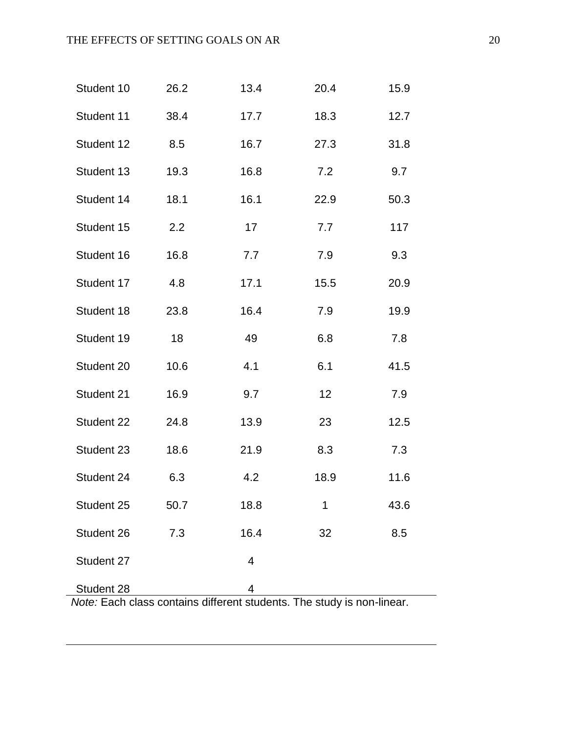| | | | | |
|---|---|---|---|---|
| Student 10 | 26.2 | 13.4 | 20.4 | 15.9 |
| Student 11 | 38.4 | 17.7 | 18.3 | 12.7 |
| Student 12 | 8.5 | 16.7 | 27.3 | 31.8 |
| Student 13 | 19.3 | 16.8 | 7.2 | 9.7 |
| Student 14 | 18.1 | 16.1 | 22.9 | 50.3 |
| Student 15 | 2.2 | 17 | 7.7 | 117 |
| Student 16 | 16.8 | 7.7 | 7.9 | 9.3 |
| Student 17 | 4.8 | 17.1 | 15.5 | 20.9 |
| Student 18 | 23.8 | 16.4 | 7.9 | 19.9 |
| Student 19 | 18 | 49 | 6.8 | 7.8 |
| Student 20 | 10.6 | 4.1 | 6.1 | 41.5 |
| Student 21 | 16.9 | 9.7 | 12 | 7.9 |
| Student 22 | 24.8 | 13.9 | 23 | 12.5 |
| Student 23 | 18.6 | 21.9 | 8.3 | 7.3 |
| Student 24 | 6.3 | 4.2 | 18.9 | 11.6 |
| Student 25 | 50.7 | 18.8 | 1 | 43.6 |
| Student 26 | 7.3 | 16.4 | 32 | 8.5 |
| Student 27 | | 4 | | |
| Student 28 | | 4 | | |

*Note:* Each class contains different students. The study is non-linear.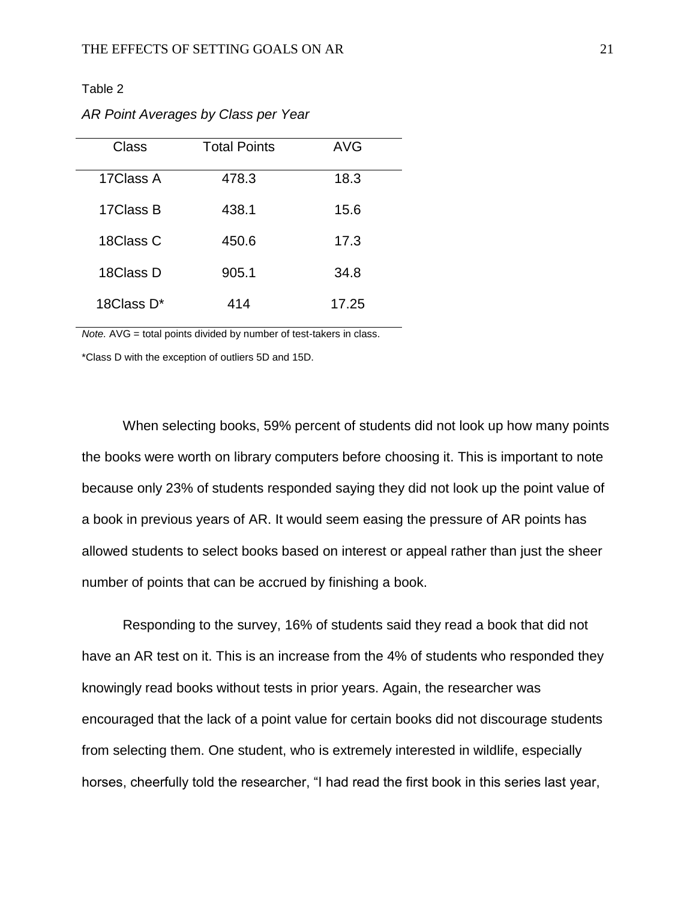Table 2

*AR Point Averages by Class per Year*

| Class | Total Points | AVG |
| --- | --- | --- |
| 17Class A | 478.3 | 18.3 |
| 17Class B | 438.1 | 15.6 |
| 18Class C | 450.6 | 17.3 |
| 18Class D | 905.1 | 34.8 |
| 18Class D* | 414 | 17.25 |

*Note.* AVG = total points divided by number of test-takers in class.

*Class D with the exception of outliers 5D and 15D.

When selecting books, 59% percent of students did not look up how many points the books were worth on library computers before choosing it. This is important to note because only 23% of students responded saying they did not look up the point value of a book in previous years of AR. It would seem easing the pressure of AR points has allowed students to select books based on interest or appeal rather than just the sheer number of points that can be accrued by finishing a book.

Responding to the survey, 16% of students said they read a book that did not have an AR test on it. This is an increase from the 4% of students who responded they knowingly read books without tests in prior years. Again, the researcher was encouraged that the lack of a point value for certain books did not discourage students from selecting them. One student, who is extremely interested in wildlife, especially horses, cheerfully told the researcher, "I had read the first book in this series last year,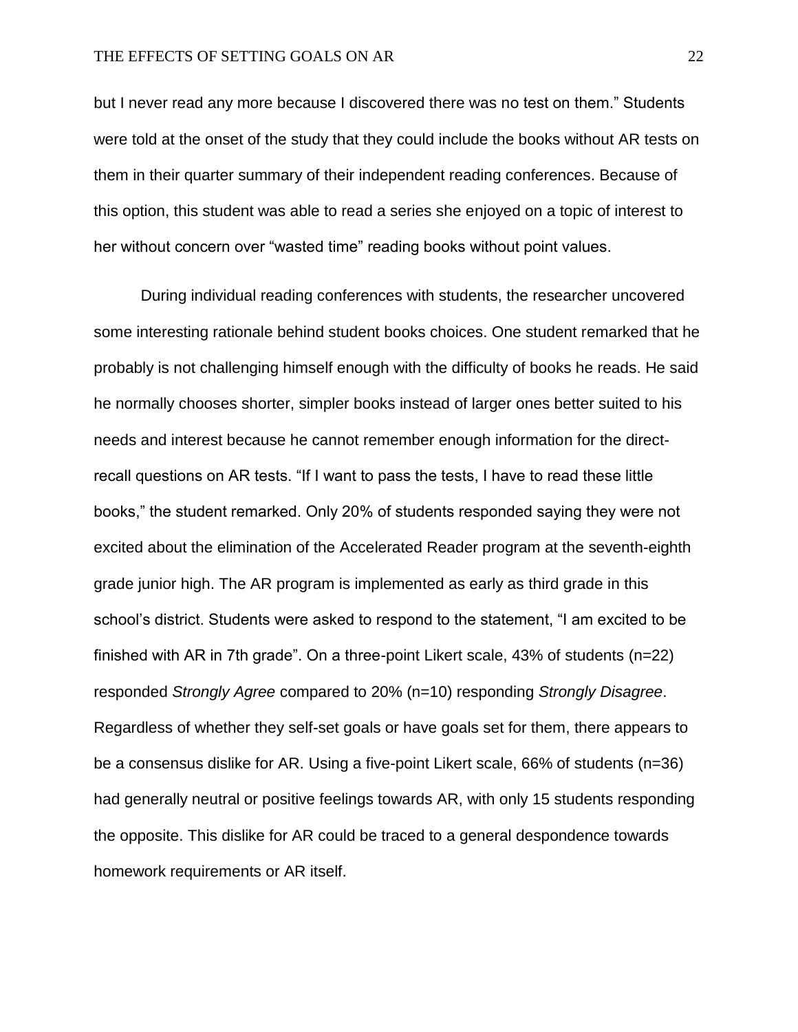but I never read any more because I discovered there was no test on them." Students were told at the onset of the study that they could include the books without AR tests on them in their quarter summary of their independent reading conferences. Because of this option, this student was able to read a series she enjoyed on a topic of interest to her without concern over "wasted time" reading books without point values.

During individual reading conferences with students, the researcher uncovered some interesting rationale behind student books choices. One student remarked that he probably is not challenging himself enough with the difficulty of books he reads. He said he normally chooses shorter, simpler books instead of larger ones better suited to his needs and interest because he cannot remember enough information for the direct-recall questions on AR tests. "If I want to pass the tests, I have to read these little books," the student remarked. Only 20% of students responded saying they were not excited about the elimination of the Accelerated Reader program at the seventh-eighth grade junior high. The AR program is implemented as early as third grade in this school's district. Students were asked to respond to the statement, "I am excited to be finished with AR in 7th grade". On a three-point Likert scale, 43% of students (n=22) responded *Strongly Agree* compared to 20% (n=10) responding *Strongly Disagree*. Regardless of whether they self-set goals or have goals set for them, there appears to be a consensus dislike for AR. Using a five-point Likert scale, 66% of students (n=36) had generally neutral or positive feelings towards AR, with only 15 students responding the opposite. This dislike for AR could be traced to a general despondence towards homework requirements or AR itself.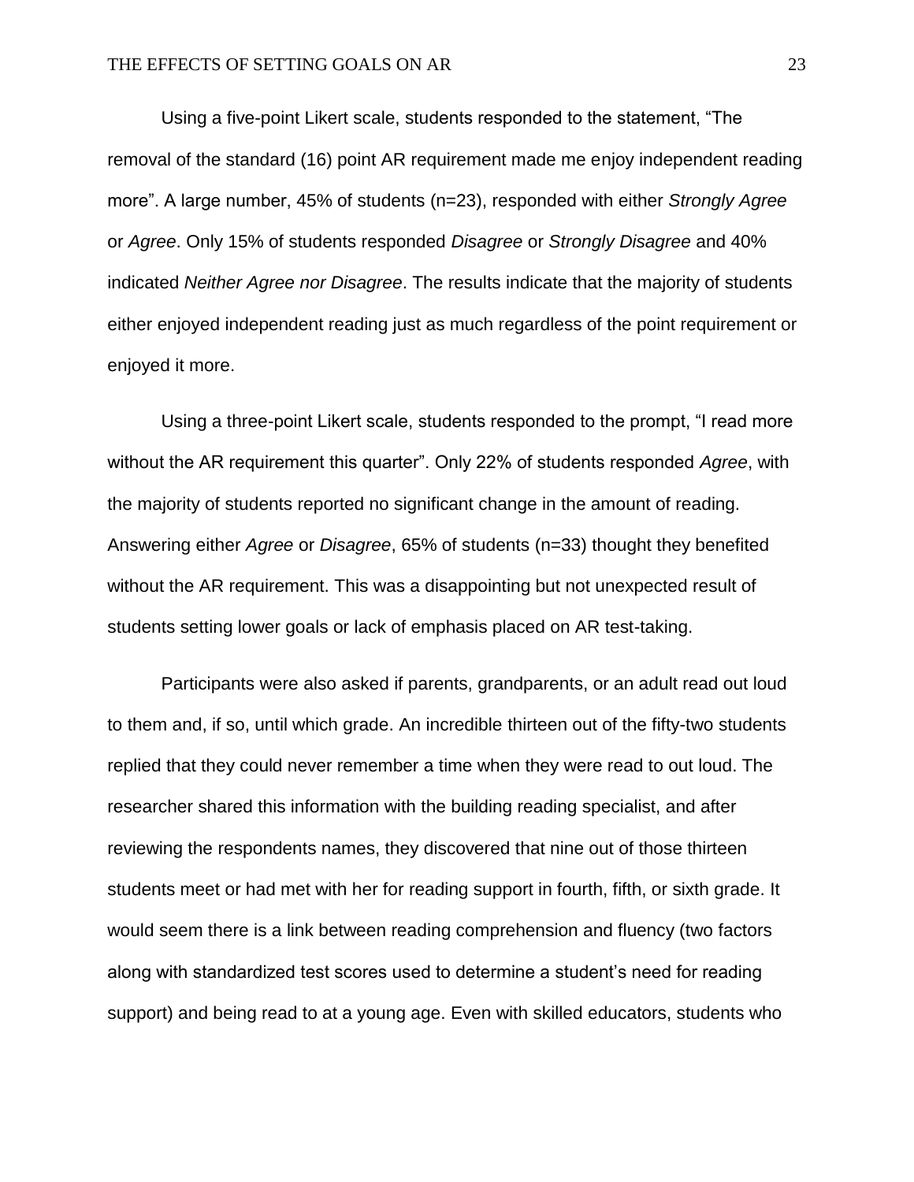Using a five-point Likert scale, students responded to the statement, "The removal of the standard (16) point AR requirement made me enjoy independent reading more". A large number, 45% of students (n=23), responded with either *Strongly Agree* or *Agree*. Only 15% of students responded *Disagree* or *Strongly Disagree* and 40% indicated *Neither Agree nor Disagree*. The results indicate that the majority of students either enjoyed independent reading just as much regardless of the point requirement or enjoyed it more.

Using a three-point Likert scale, students responded to the prompt, "I read more without the AR requirement this quarter". Only 22% of students responded *Agree*, with the majority of students reported no significant change in the amount of reading. Answering either *Agree* or *Disagree*, 65% of students (n=33) thought they benefited without the AR requirement. This was a disappointing but not unexpected result of students setting lower goals or lack of emphasis placed on AR test-taking.

Participants were also asked if parents, grandparents, or an adult read out loud to them and, if so, until which grade. An incredible thirteen out of the fifty-two students replied that they could never remember a time when they were read to out loud. The researcher shared this information with the building reading specialist, and after reviewing the respondents names, they discovered that nine out of those thirteen students meet or had met with her for reading support in fourth, fifth, or sixth grade. It would seem there is a link between reading comprehension and fluency (two factors along with standardized test scores used to determine a student's need for reading support) and being read to at a young age. Even with skilled educators, students who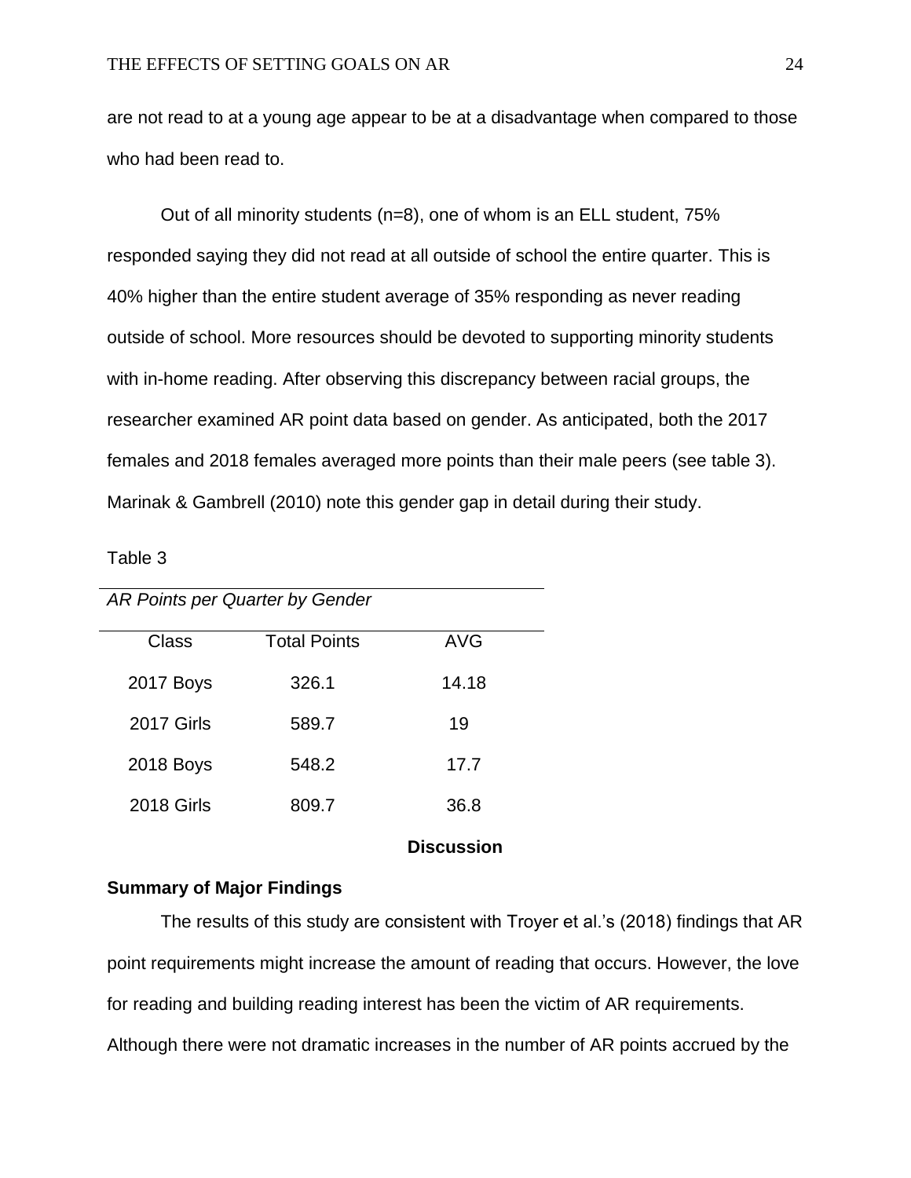are not read to at a young age appear to be at a disadvantage when compared to those who had been read to.

Out of all minority students (n=8), one of whom is an ELL student, 75% responded saying they did not read at all outside of school the entire quarter. This is 40% higher than the entire student average of 35% responding as never reading outside of school. More resources should be devoted to supporting minority students with in-home reading. After observing this discrepancy between racial groups, the researcher examined AR point data based on gender. As anticipated, both the 2017 females and 2018 females averaged more points than their male peers (see table 3). Marinak & Gambrell (2010) note this gender gap in detail during their study.

Table 3

*AR Points per Quarter by Gender*

| Class | Total Points | AVG |
|---|---|---|
| 2017 Boys | 326.1 | 14.18 |
| 2017 Girls | 589.7 | 19 |
| 2018 Boys | 548.2 | 17.7 |
| 2018 Girls | 809.7 | 36.8 |

# Discussion

## Summary of Major Findings

The results of this study are consistent with Troyer et al.'s (2018) findings that AR point requirements might increase the amount of reading that occurs. However, the love for reading and building reading interest has been the victim of AR requirements. Although there were not dramatic increases in the number of AR points accrued by the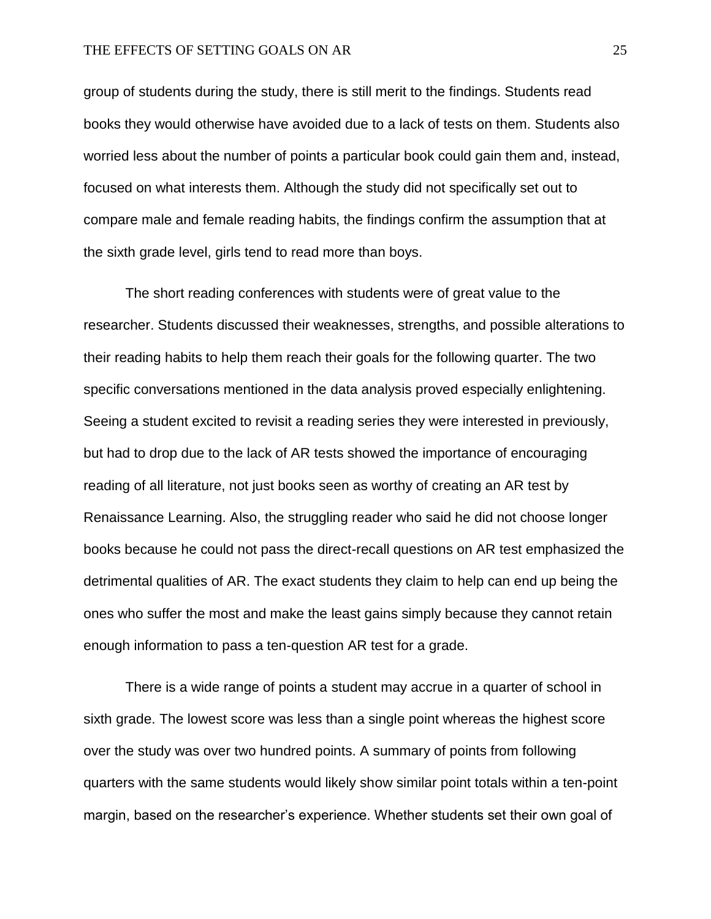group of students during the study, there is still merit to the findings. Students read books they would otherwise have avoided due to a lack of tests on them. Students also worried less about the number of points a particular book could gain them and, instead, focused on what interests them. Although the study did not specifically set out to compare male and female reading habits, the findings confirm the assumption that at the sixth grade level, girls tend to read more than boys.

The short reading conferences with students were of great value to the researcher. Students discussed their weaknesses, strengths, and possible alterations to their reading habits to help them reach their goals for the following quarter. The two specific conversations mentioned in the data analysis proved especially enlightening. Seeing a student excited to revisit a reading series they were interested in previously, but had to drop due to the lack of AR tests showed the importance of encouraging reading of all literature, not just books seen as worthy of creating an AR test by Renaissance Learning. Also, the struggling reader who said he did not choose longer books because he could not pass the direct-recall questions on AR test emphasized the detrimental qualities of AR. The exact students they claim to help can end up being the ones who suffer the most and make the least gains simply because they cannot retain enough information to pass a ten-question AR test for a grade.

There is a wide range of points a student may accrue in a quarter of school in sixth grade. The lowest score was less than a single point whereas the highest score over the study was over two hundred points. A summary of points from following quarters with the same students would likely show similar point totals within a ten-point margin, based on the researcher's experience. Whether students set their own goal of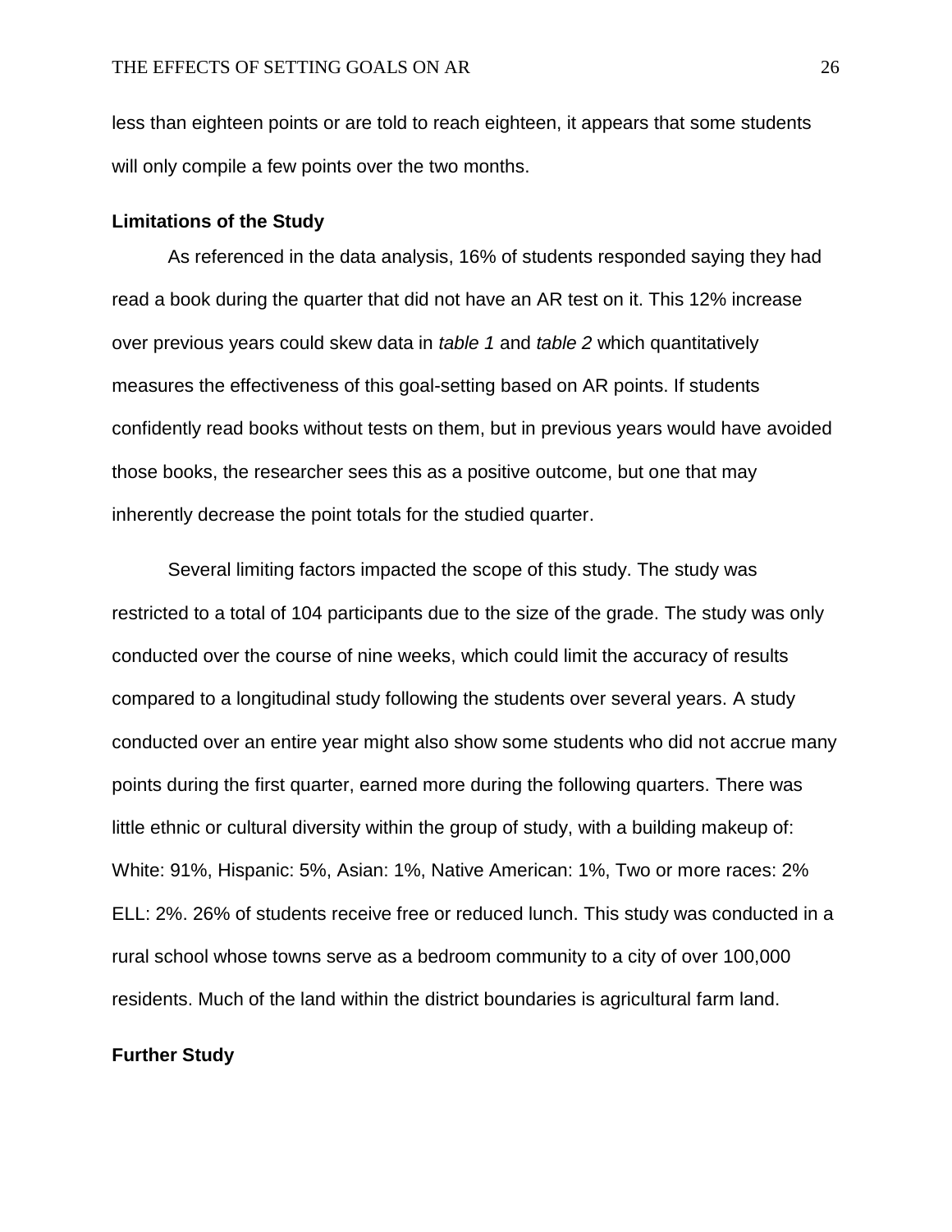less than eighteen points or are told to reach eighteen, it appears that some students will only compile a few points over the two months.

**Limitations of the Study**

As referenced in the data analysis, 16% of students responded saying they had read a book during the quarter that did not have an AR test on it. This 12% increase over previous years could skew data in *table 1* and *table 2* which quantitatively measures the effectiveness of this goal-setting based on AR points. If students confidently read books without tests on them, but in previous years would have avoided those books, the researcher sees this as a positive outcome, but one that may inherently decrease the point totals for the studied quarter.

Several limiting factors impacted the scope of this study. The study was restricted to a total of 104 participants due to the size of the grade. The study was only conducted over the course of nine weeks, which could limit the accuracy of results compared to a longitudinal study following the students over several years. A study conducted over an entire year might also show some students who did not accrue many points during the first quarter, earned more during the following quarters. There was little ethnic or cultural diversity within the group of study, with a building makeup of: White: 91%, Hispanic: 5%, Asian: 1%, Native American: 1%, Two or more races: 2% ELL: 2%. 26% of students receive free or reduced lunch. This study was conducted in a rural school whose towns serve as a bedroom community to a city of over 100,000 residents. Much of the land within the district boundaries is agricultural farm land.

**Further Study**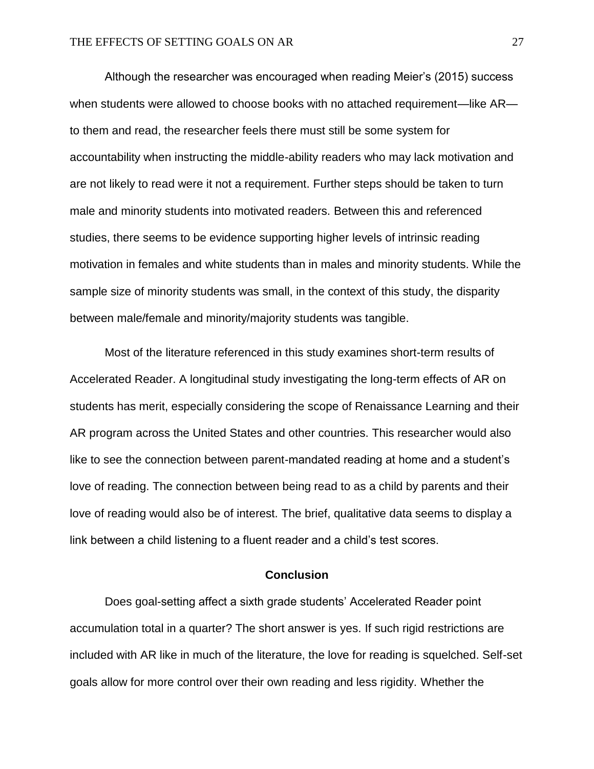Although the researcher was encouraged when reading Meier's (2015) success when students were allowed to choose books with no attached requirement—like AR—to them and read, the researcher feels there must still be some system for accountability when instructing the middle-ability readers who may lack motivation and are not likely to read were it not a requirement. Further steps should be taken to turn male and minority students into motivated readers. Between this and referenced studies, there seems to be evidence supporting higher levels of intrinsic reading motivation in females and white students than in males and minority students. While the sample size of minority students was small, in the context of this study, the disparity between male/female and minority/majority students was tangible.

Most of the literature referenced in this study examines short-term results of Accelerated Reader. A longitudinal study investigating the long-term effects of AR on students has merit, especially considering the scope of Renaissance Learning and their AR program across the United States and other countries. This researcher would also like to see the connection between parent-mandated reading at home and a student's love of reading. The connection between being read to as a child by parents and their love of reading would also be of interest. The brief, qualitative data seems to display a link between a child listening to a fluent reader and a child's test scores.

## Conclusion

Does goal-setting affect a sixth grade students' Accelerated Reader point accumulation total in a quarter? The short answer is yes. If such rigid restrictions are included with AR like in much of the literature, the love for reading is squelched. Self-set goals allow for more control over their own reading and less rigidity. Whether the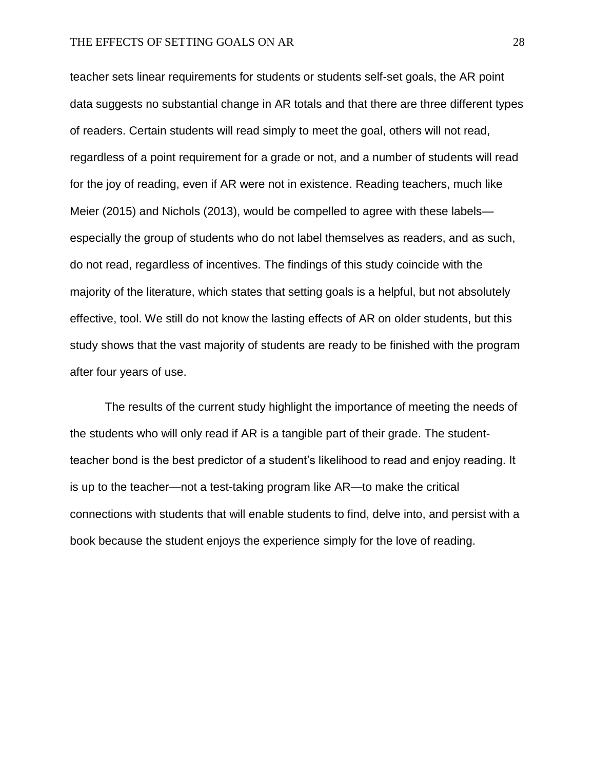teacher sets linear requirements for students or students self-set goals, the AR point data suggests no substantial change in AR totals and that there are three different types of readers. Certain students will read simply to meet the goal, others will not read, regardless of a point requirement for a grade or not, and a number of students will read for the joy of reading, even if AR were not in existence. Reading teachers, much like Meier (2015) and Nichols (2013), would be compelled to agree with these labels—especially the group of students who do not label themselves as readers, and as such, do not read, regardless of incentives. The findings of this study coincide with the majority of the literature, which states that setting goals is a helpful, but not absolutely effective, tool. We still do not know the lasting effects of AR on older students, but this study shows that the vast majority of students are ready to be finished with the program after four years of use.

The results of the current study highlight the importance of meeting the needs of the students who will only read if AR is a tangible part of their grade. The student-teacher bond is the best predictor of a student's likelihood to read and enjoy reading. It is up to the teacher—not a test-taking program like AR—to make the critical connections with students that will enable students to find, delve into, and persist with a book because the student enjoys the experience simply for the love of reading.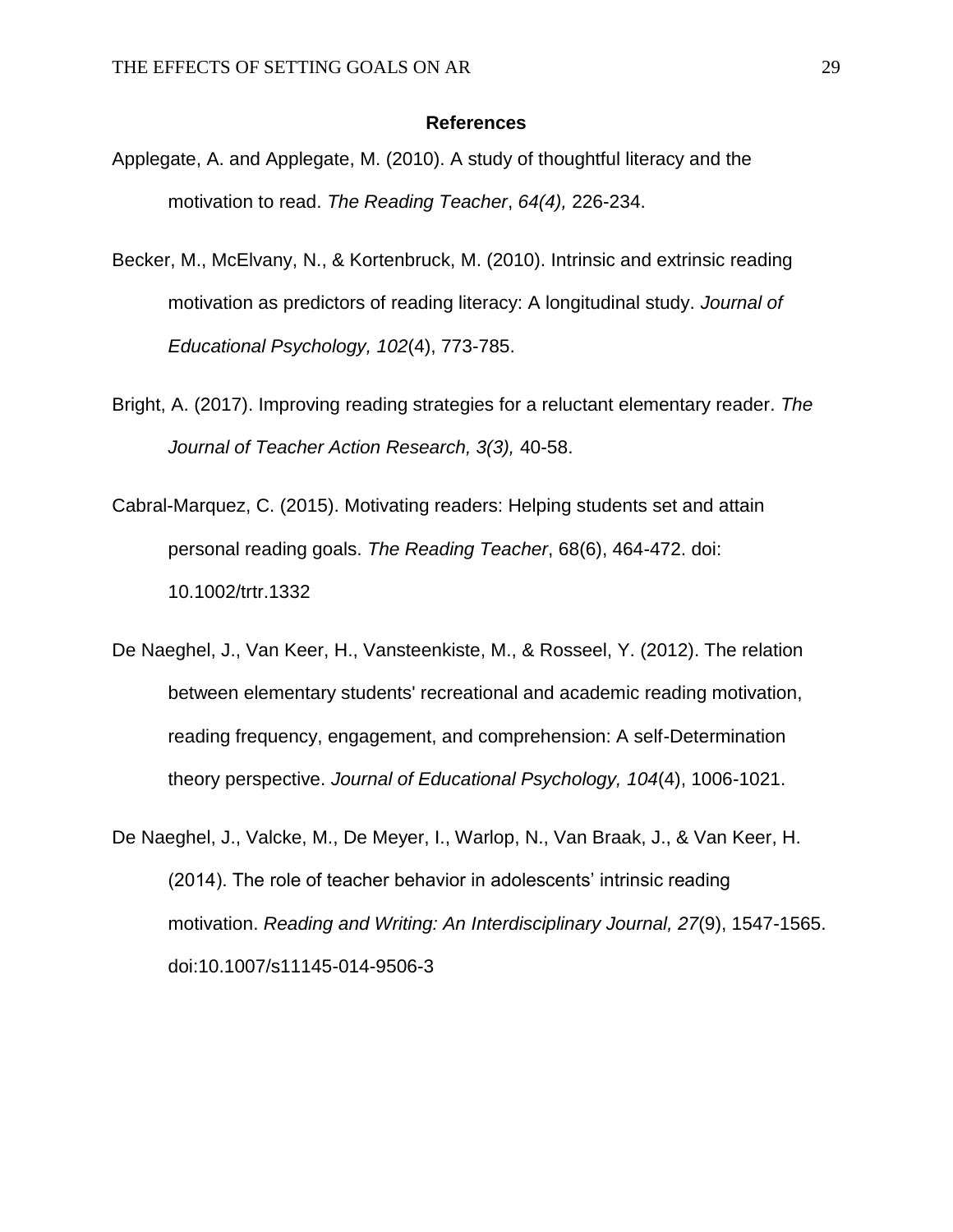## References

Applegate, A. and Applegate, M. (2010). A study of thoughtful literacy and the motivation to read. *The Reading Teacher*, *64(4),* 226-234.

Becker, M., McElvany, N., & Kortenbruck, M. (2010). Intrinsic and extrinsic reading motivation as predictors of reading literacy: A longitudinal study. *Journal of Educational Psychology, 102*(4), 773-785.

Bright, A. (2017). Improving reading strategies for a reluctant elementary reader. *The Journal of Teacher Action Research, 3(3),* 40-58.

Cabral-Marquez, C. (2015). Motivating readers: Helping students set and attain personal reading goals. *The Reading Teacher*, 68(6), 464-472. doi: 10.1002/trtr.1332

De Naeghel, J., Van Keer, H., Vansteenkiste, M., & Rosseel, Y. (2012). The relation between elementary students' recreational and academic reading motivation, reading frequency, engagement, and comprehension: A self-Determination theory perspective. *Journal of Educational Psychology, 104*(4), 1006-1021.

De Naeghel, J., Valcke, M., De Meyer, I., Warlop, N., Van Braak, J., & Van Keer, H. (2014). The role of teacher behavior in adolescents' intrinsic reading motivation. *Reading and Writing: An Interdisciplinary Journal, 27*(9), 1547-1565. doi:10.1007/s11145-014-9506-3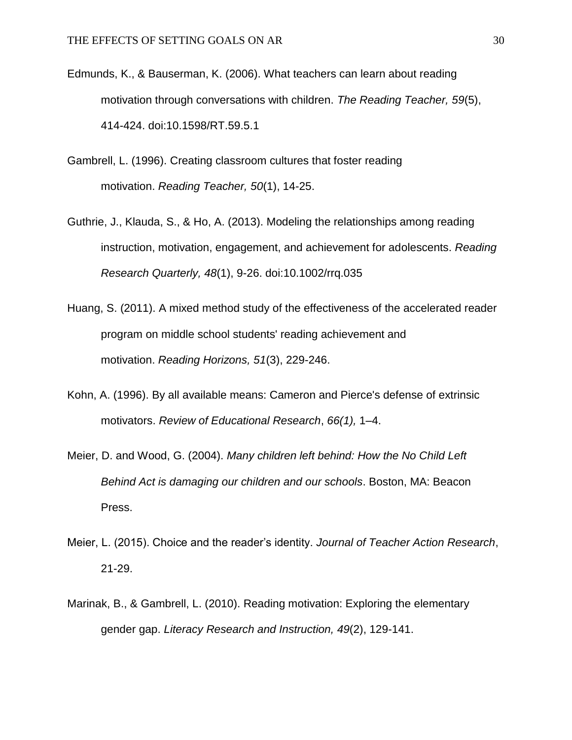Edmunds, K., & Bauserman, K. (2006). What teachers can learn about reading motivation through conversations with children. *The Reading Teacher, 59*(5), 414-424. doi:10.1598/RT.59.5.1

Gambrell, L. (1996). Creating classroom cultures that foster reading motivation. *Reading Teacher, 50*(1), 14-25.

Guthrie, J., Klauda, S., & Ho, A. (2013). Modeling the relationships among reading instruction, motivation, engagement, and achievement for adolescents. *Reading Research Quarterly, 48*(1), 9-26. doi:10.1002/rrq.035

Huang, S. (2011). A mixed method study of the effectiveness of the accelerated reader program on middle school students' reading achievement and motivation. *Reading Horizons, 51*(3), 229-246.

Kohn, A. (1996). By all available means: Cameron and Pierce's defense of extrinsic motivators. *Review of Educational Research*, *66(1),* 1–4.

Meier, D. and Wood, G. (2004). *Many children left behind: How the No Child Left Behind Act is damaging our children and our schools*. Boston, MA: Beacon Press.

Meier, L. (2015). Choice and the reader’s identity. *Journal of Teacher Action Research*, 21-29.

Marinak, B., & Gambrell, L. (2010). Reading motivation: Exploring the elementary gender gap. *Literacy Research and Instruction, 49*(2), 129-141.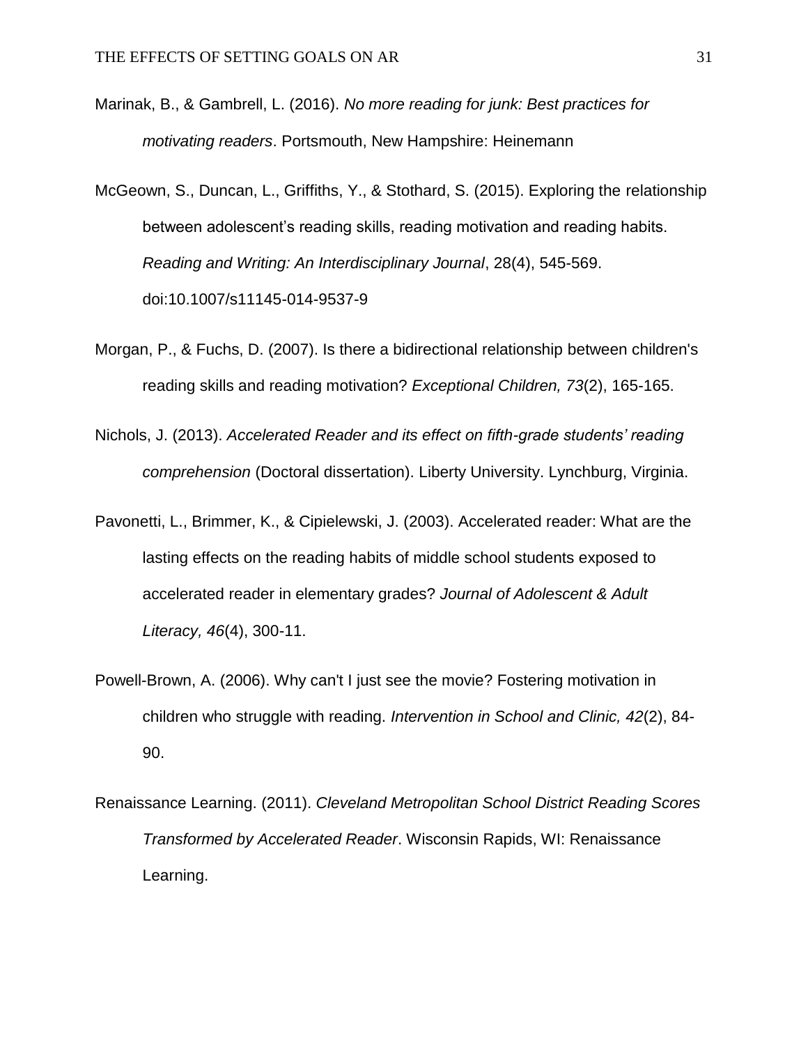Marinak, B., & Gambrell, L. (2016). *No more reading for junk: Best practices for motivating readers*. Portsmouth, New Hampshire: Heinemann

McGeown, S., Duncan, L., Griffiths, Y., & Stothard, S. (2015). Exploring the relationship between adolescent's reading skills, reading motivation and reading habits. *Reading and Writing: An Interdisciplinary Journal*, 28(4), 545-569. doi:10.1007/s11145-014-9537-9

Morgan, P., & Fuchs, D. (2007). Is there a bidirectional relationship between children's reading skills and reading motivation? *Exceptional Children, 73*(2), 165-165.

Nichols, J. (2013). *Accelerated Reader and its effect on fifth-grade students' reading comprehension* (Doctoral dissertation). Liberty University. Lynchburg, Virginia.

Pavonetti, L., Brimmer, K., & Cipielewski, J. (2003). Accelerated reader: What are the lasting effects on the reading habits of middle school students exposed to accelerated reader in elementary grades? *Journal of Adolescent & Adult Literacy, 46*(4), 300-11.

Powell-Brown, A. (2006). Why can't I just see the movie? Fostering motivation in children who struggle with reading. *Intervention in School and Clinic, 42*(2), 84-90.

Renaissance Learning. (2011). *Cleveland Metropolitan School District Reading Scores Transformed by Accelerated Reader*. Wisconsin Rapids, WI: Renaissance Learning.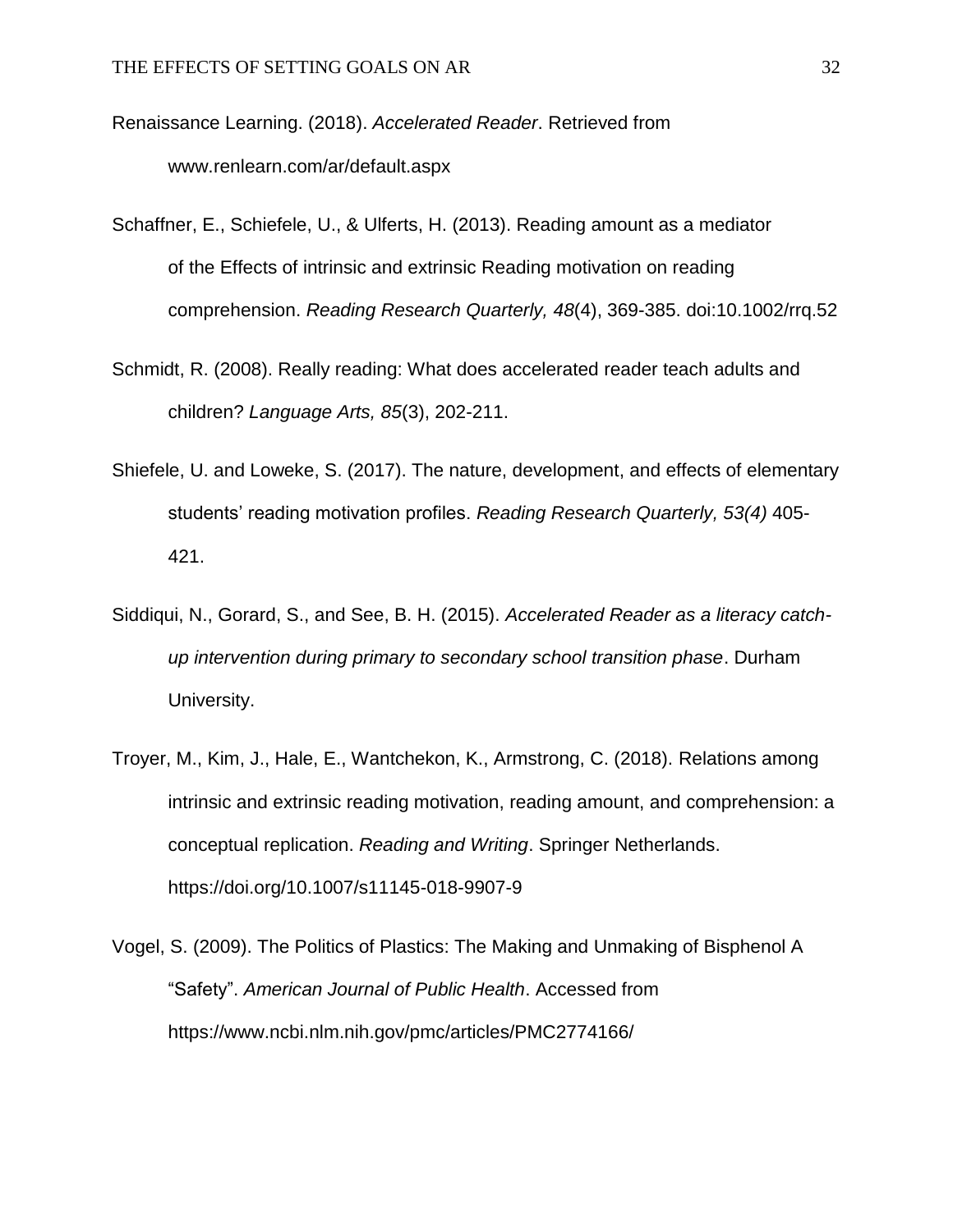Renaissance Learning. (2018). *Accelerated Reader*. Retrieved from www.renlearn.com/ar/default.aspx

Schaffner, E., Schiefele, U., & Ulferts, H. (2013). Reading amount as a mediator of the Effects of intrinsic and extrinsic Reading motivation on reading comprehension. *Reading Research Quarterly, 48*(4), 369-385. doi:10.1002/rrq.52

Schmidt, R. (2008). Really reading: What does accelerated reader teach adults and children? *Language Arts, 85*(3), 202-211.

Shiefele, U. and Loweke, S. (2017). The nature, development, and effects of elementary students' reading motivation profiles. *Reading Research Quarterly, 53(4)* 405-421.

Siddiqui, N., Gorard, S., and See, B. H. (2015). *Accelerated Reader as a literacy catch-up intervention during primary to secondary school transition phase*. Durham University.

Troyer, M., Kim, J., Hale, E., Wantchekon, K., Armstrong, C. (2018). Relations among intrinsic and extrinsic reading motivation, reading amount, and comprehension: a conceptual replication. *Reading and Writing*. Springer Netherlands. https://doi.org/10.1007/s11145-018-9907-9

Vogel, S. (2009). The Politics of Plastics: The Making and Unmaking of Bisphenol A "Safety". *American Journal of Public Health*. Accessed from https://www.ncbi.nlm.nih.gov/pmc/articles/PMC2774166/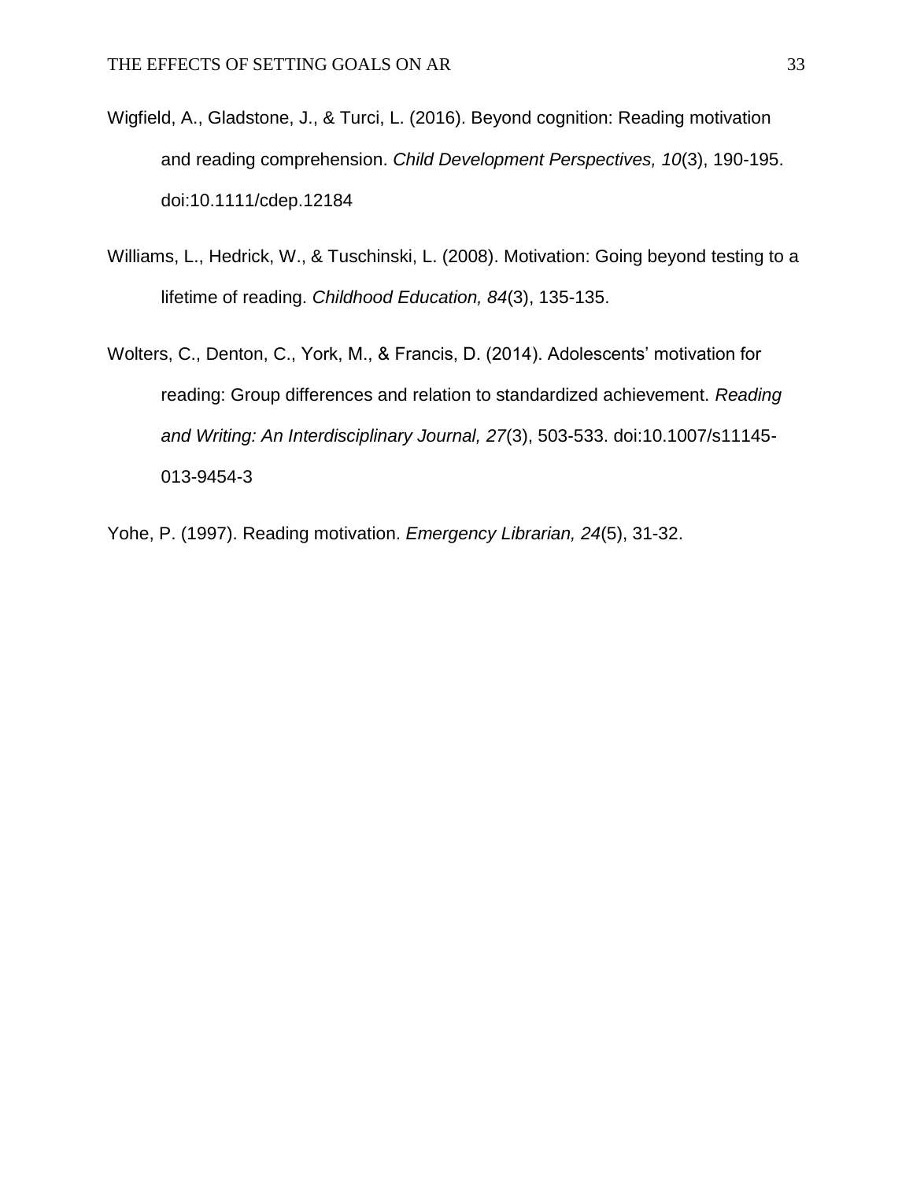Wigfield, A., Gladstone, J., & Turci, L. (2016). Beyond cognition: Reading motivation and reading comprehension. *Child Development Perspectives, 10*(3), 190-195. doi:10.1111/cdep.12184

Williams, L., Hedrick, W., & Tuschinski, L. (2008). Motivation: Going beyond testing to a lifetime of reading. *Childhood Education, 84*(3), 135-135.

Wolters, C., Denton, C., York, M., & Francis, D. (2014). Adolescents' motivation for reading: Group differences and relation to standardized achievement. *Reading and Writing: An Interdisciplinary Journal, 27*(3), 503-533. doi:10.1007/s11145-013-9454-3

Yohe, P. (1997). Reading motivation. *Emergency Librarian, 24*(5), 31-32.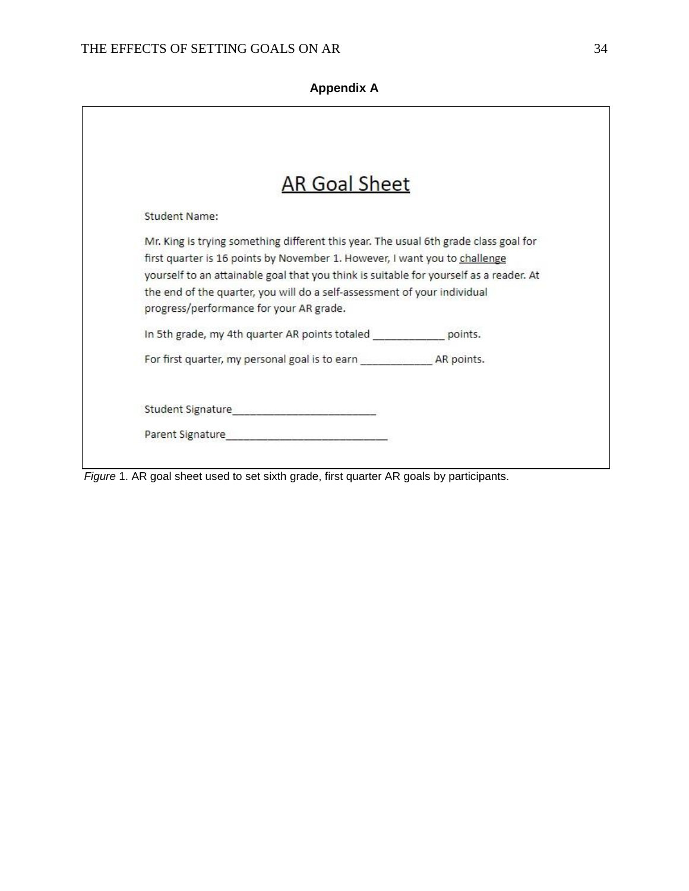## Appendix A

# AR Goal Sheet

Student Name:

Mr. King is trying something different this year. The usual 6th grade class goal for first quarter is 16 points by November 1. However, I want you to challenge yourself to an attainable goal that you think is suitable for yourself as a reader. At the end of the quarter, you will do a self-assessment of your individual progress/performance for your AR grade.

In 5th grade, my 4th quarter AR points totaled ____________ points.

For first quarter, my personal goal is to earn ____________ AR points.

Student Signature________________________

Parent Signature___________________________

*Figure* 1. AR goal sheet used to set sixth grade, first quarter AR goals by participants.